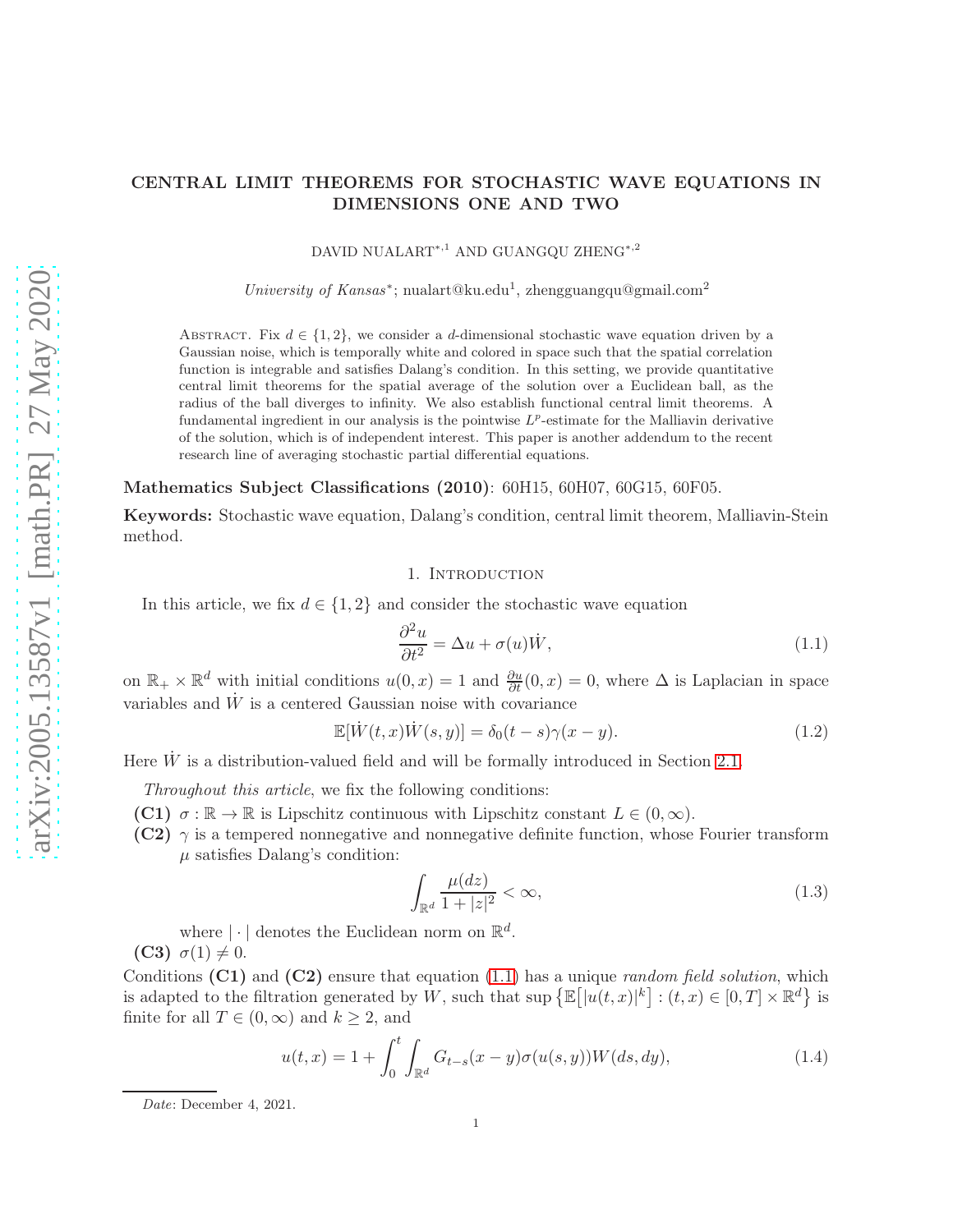# CENTRAL LIMIT THEOREMS FOR STOCHASTIC WAVE EQUATIONS IN DIMENSIONS ONE AND TWO

DAVID NUALART[*,1] AND GUANGQU ZHENG[*,2]

*University of Kansas*[*]; nualart@ku.edu[1], zhengguangqu@gmail.com[2]

Abstract. Fix $d \in \{1, 2\}$, we consider a $d$-dimensional stochastic wave equation driven by a Gaussian noise, which is temporally white and colored in space such that the spatial correlation function is integrable and satisfies Dalang's condition. In this setting, we provide quantitative central limit theorems for the spatial average of the solution over a Euclidean ball, as the radius of the ball diverges to infinity. We also establish functional central limit theorems. A fundamental ingredient in our analysis is the pointwise $L^p$-estimate for the Malliavin derivative of the solution, which is of independent interest. This paper is another addendum to the recent research line of averaging stochastic partial differential equations.

**Mathematics Subject Classifications (2010)**: 60H15, 60H07, 60G15, 60F05.

**Keywords:** Stochastic wave equation, Dalang's condition, central limit theorem, Malliavin-Stein method.

## 1. Introduction

In this article, we fix $d \in \{1, 2\}$ and consider the stochastic wave equation

$$\frac{\partial^2 u}{\partial t^2} = \Delta u + \sigma(u)\dot{W}, \tag{1.1}$$

on $\mathbb{R}_+ \times \mathbb{R}^d$ with initial conditions $u(0, x) = 1$ and $\frac{\partial u}{\partial t}(0, x) = 0$, where $\Delta$ is Laplacian in space variables and $\dot{W}$ is a centered Gaussian noise with covariance

$$\mathbb{E}[\dot{W}(t, x)\dot{W}(s, y)] = \delta_0(t - s)\gamma(x - y). \tag{1.2}$$

Here $\dot{W}$ is a distribution-valued field and will be formally introduced in Section 2.1.

*Throughout this article*, we fix the following conditions:

**(C1)** $\sigma : \mathbb{R} \to \mathbb{R}$ is Lipschitz continuous with Lipschitz constant $L \in (0, \infty)$.

**(C2)** $\gamma$ is a tempered nonnegative and nonnegative definite function, whose Fourier transform $\mu$ satisfies Dalang's condition:

$$\int_{\mathbb{R}^d} \frac{\mu(dz)}{1 + |z|^2} < \infty, \tag{1.3}$$

where $|\cdot|$ denotes the Euclidean norm on $\mathbb{R}^d$.

**(C3)** $\sigma(1) \neq 0$.

Conditions **(C1)** and **(C2)** ensure that equation (1.1) has a unique *random field solution*, which is adapted to the filtration generated by $W$, such that $\sup\big\{\mathbb{E}\big[|u(t, x)|^k\big] : (t, x) \in [0, T] \times \mathbb{R}^d\big\}$ is finite for all $T \in (0, \infty)$ and $k \geq 2$, and

$$u(t, x) = 1 + \int_0^t \int_{\mathbb{R}^d} G_{t-s}(x - y)\sigma(u(s, y))W(ds, dy), \tag{1.4}$$

*Date*: December 4, 2021.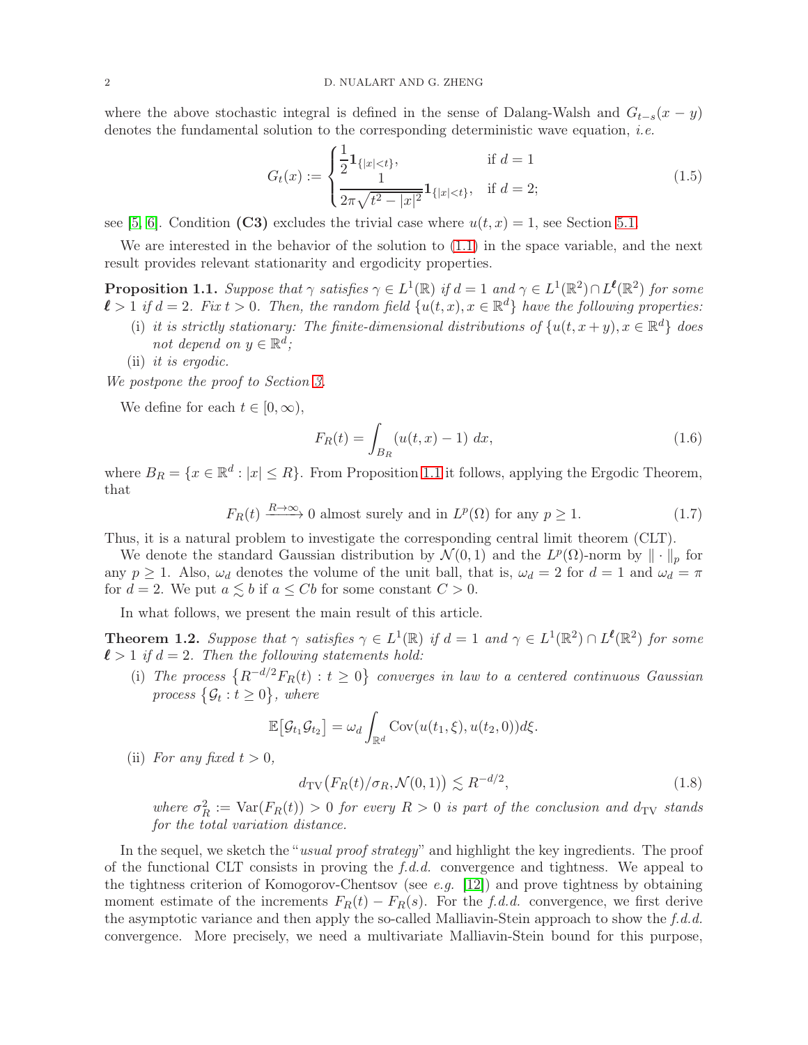where the above stochastic integral is defined in the sense of Dalang-Walsh and $G_{t-s}(x-y)$ denotes the fundamental solution to the corresponding deterministic wave equation, *i.e.*

$$
G_t(x) := \begin{cases} \dfrac{1}{2}\mathbf{1}_{\{|x|<t\}}, & \text{if } d=1 \\ \dfrac{1}{2\pi\sqrt{t^2-|x|^2}}\mathbf{1}_{\{|x|<t\}}, & \text{if } d=2; \end{cases} \tag{1.5}
$$

see [5, 6]. Condition **(C3)** excludes the trivial case where $u(t,x)=1$, see Section 5.1.

We are interested in the behavior of the solution to (1.1) in the space variable, and the next result provides relevant stationarity and ergodicity properties.

**Proposition 1.1.** *Suppose that $\gamma$ satisfies $\gamma \in L^1(\mathbb{R})$ if $d=1$ and $\gamma \in L^1(\mathbb{R}^2) \cap L^{\boldsymbol{\ell}}(\mathbb{R}^2)$ for some $\boldsymbol{\ell}>1$ if $d=2$. Fix $t>0$. Then, the random field $\{u(t,x), x\in\mathbb{R}^d\}$ have the following properties:*

- (i) *it is strictly stationary: The finite-dimensional distributions of $\{u(t,x+y), x\in\mathbb{R}^d\}$ does not depend on $y\in\mathbb{R}^d$;*
- (ii) *it is ergodic.*

*We postpone the proof to Section 3.*

We define for each $t\in[0,\infty)$,

$$
F_R(t) = \int_{B_R} \big(u(t,x)-1\big)\, dx, \tag{1.6}
$$

where $B_R=\{x\in\mathbb{R}^d : |x|\le R\}$. From Proposition 1.1 it follows, applying the Ergodic Theorem, that

$$
F_R(t) \xrightarrow{R\to\infty} 0 \text{ almost surely and in } L^p(\Omega) \text{ for any } p\ge 1. \tag{1.7}
$$

Thus, it is a natural problem to investigate the corresponding central limit theorem (CLT).

We denote the standard Gaussian distribution by $\mathcal{N}(0,1)$ and the $L^p(\Omega)$-norm by $\|\cdot\|_p$ for any $p\ge 1$. Also, $\omega_d$ denotes the volume of the unit ball, that is, $\omega_d=2$ for $d=1$ and $\omega_d=\pi$ for $d=2$. We put $a\lesssim b$ if $a\le Cb$ for some constant $C>0$.

In what follows, we present the main result of this article.

**Theorem 1.2.** *Suppose that $\gamma$ satisfies $\gamma\in L^1(\mathbb{R})$ if $d=1$ and $\gamma\in L^1(\mathbb{R}^2)\cap L^{\boldsymbol{\ell}}(\mathbb{R}^2)$ for some $\boldsymbol{\ell}>1$ if $d=2$. Then the following statements hold:*

- (i) *The process $\big\{R^{-d/2}F_R(t) : t\ge 0\big\}$ converges in law to a centered continuous Gaussian process $\big\{\mathcal{G}_t : t\ge 0\big\}$, where*

$$
\mathbb{E}\big[\mathcal{G}_{t_1}\mathcal{G}_{t_2}\big] = \omega_d \int_{\mathbb{R}^d} \mathrm{Cov}(u(t_1,\xi), u(t_2,0))d\xi.
$$

- (ii) *For any fixed $t>0$,*

$$
d_{\mathrm{TV}}\big(F_R(t)/\sigma_R, \mathcal{N}(0,1)\big) \lesssim R^{-d/2}, \tag{1.8}
$$

*where $\sigma_R^2 := \mathrm{Var}(F_R(t))>0$ for every $R>0$ is part of the conclusion and $d_{\mathrm{TV}}$ stands for the total variation distance.*

In the sequel, we sketch the "*usual proof strategy*" and highlight the key ingredients. The proof of the functional CLT consists in proving the *f.d.d.* convergence and tightness. We appeal to the tightness criterion of Komogorov-Chentsov (see *e.g.* [12]) and prove tightness by obtaining moment estimate of the increments $F_R(t)-F_R(s)$. For the *f.d.d.* convergence, we first derive the asymptotic variance and then apply the so-called Malliavin-Stein approach to show the *f.d.d.* convergence. More precisely, we need a multivariate Malliavin-Stein bound for this purpose,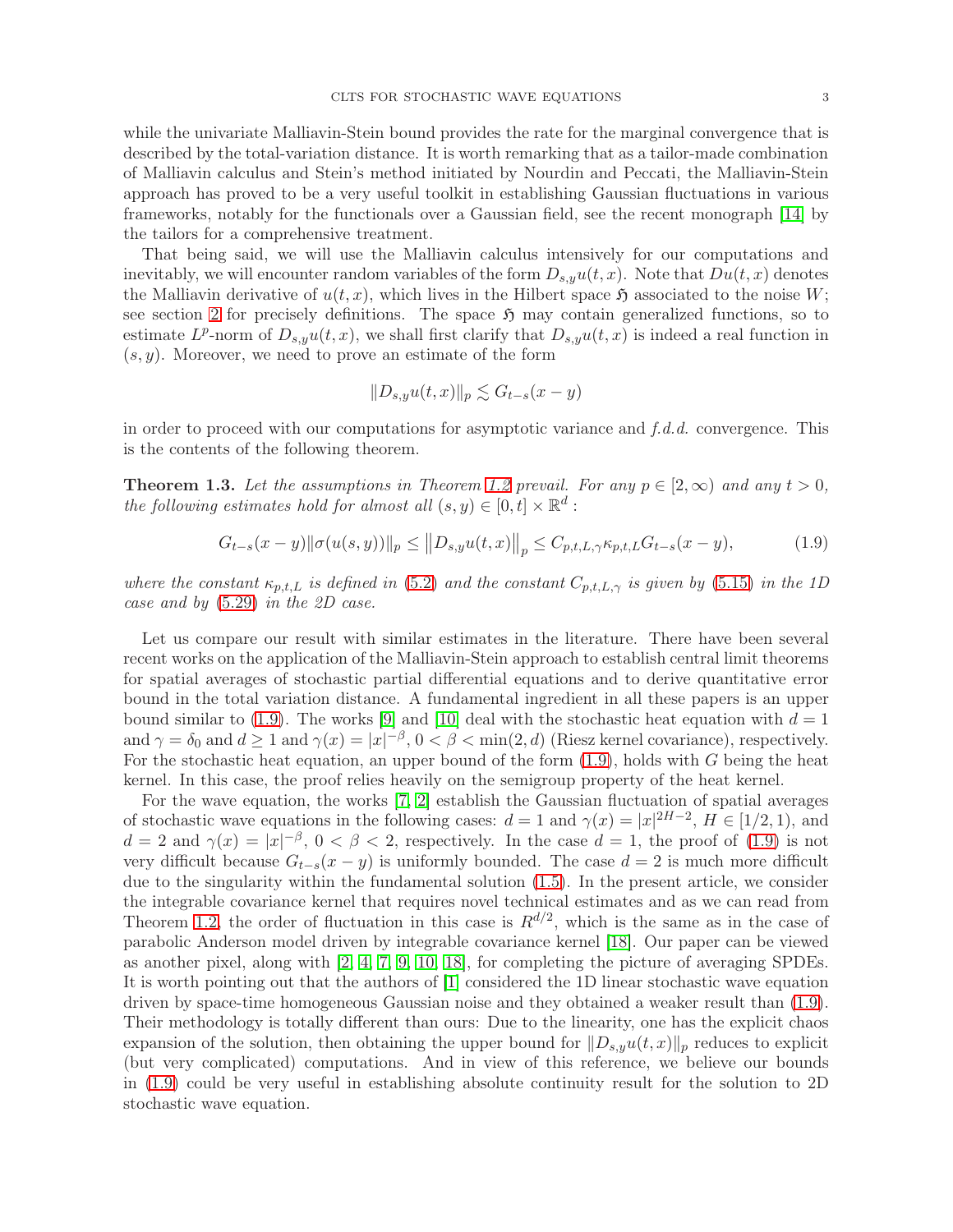while the univariate Malliavin-Stein bound provides the rate for the marginal convergence that is described by the total-variation distance. It is worth remarking that as a tailor-made combination of Malliavin calculus and Stein's method initiated by Nourdin and Peccati, the Malliavin-Stein approach has proved to be a very useful toolkit in establishing Gaussian fluctuations in various frameworks, notably for the functionals over a Gaussian field, see the recent monograph [14] by the tailors for a comprehensive treatment.

That being said, we will use the Malliavin calculus intensively for our computations and inevitably, we will encounter random variables of the form $D_{s,y}u(t,x)$. Note that $Du(t,x)$ denotes the Malliavin derivative of $u(t,x)$, which lives in the Hilbert space $\mathfrak{H}$ associated to the noise $W$; see section 2 for precisely definitions. The space $\mathfrak{H}$ may contain generalized functions, so to estimate $L^p$-norm of $D_{s,y}u(t,x)$, we shall first clarify that $D_{s,y}u(t,x)$ is indeed a real function in $(s,y)$. Moreover, we need to prove an estimate of the form

$$\|D_{s,y}u(t,x)\|_p \lesssim G_{t-s}(x-y)$$

in order to proceed with our computations for asymptotic variance and *f.d.d.* convergence. This is the contents of the following theorem.

**Theorem 1.3.** *Let the assumptions in Theorem 1.2 prevail. For any $p \in [2,\infty)$ and any $t > 0$, the following estimates hold for almost all $(s,y) \in [0,t] \times \mathbb{R}^d$ :*

$$G_{t-s}(x-y)\|\sigma(u(s,y))\|_p \leq \big\|D_{s,y}u(t,x)\big\|_p \leq C_{p,t,L,\gamma}\kappa_{p,t,L}G_{t-s}(x-y), \tag{1.9}$$

*where the constant $\kappa_{p,t,L}$ is defined in (5.2) and the constant $C_{p,t,L,\gamma}$ is given by (5.15) in the 1D case and by (5.29) in the 2D case.*

Let us compare our result with similar estimates in the literature. There have been several recent works on the application of the Malliavin-Stein approach to establish central limit theorems for spatial averages of stochastic partial differential equations and to derive quantitative error bound in the total variation distance. A fundamental ingredient in all these papers is an upper bound similar to (1.9). The works [9] and [10] deal with the stochastic heat equation with $d=1$ and $\gamma = \delta_0$ and $d \geq 1$ and $\gamma(x) = |x|^{-\beta}$, $0 < \beta < \min(2,d)$ (Riesz kernel covariance), respectively. For the stochastic heat equation, an upper bound of the form (1.9), holds with $G$ being the heat kernel. In this case, the proof relies heavily on the semigroup property of the heat kernel.

For the wave equation, the works [7, 2] establish the Gaussian fluctuation of spatial averages of stochastic wave equations in the following cases: $d=1$ and $\gamma(x) = |x|^{2H-2}$, $H \in [1/2,1)$, and $d=2$ and $\gamma(x) = |x|^{-\beta}$, $0 < \beta < 2$, respectively. In the case $d=1$, the proof of (1.9) is not very difficult because $G_{t-s}(x-y)$ is uniformly bounded. The case $d=2$ is much more difficult due to the singularity within the fundamental solution (1.5). In the present article, we consider the integrable covariance kernel that requires novel technical estimates and as we can read from Theorem 1.2, the order of fluctuation in this case is $R^{d/2}$, which is the same as in the case of parabolic Anderson model driven by integrable covariance kernel [18]. Our paper can be viewed as another pixel, along with [2, 4, 7, 9, 10, 18], for completing the picture of averaging SPDEs. It is worth pointing out that the authors of [1] considered the 1D linear stochastic wave equation driven by space-time homogeneous Gaussian noise and they obtained a weaker result than (1.9). Their methodology is totally different than ours: Due to the linearity, one has the explicit chaos expansion of the solution, then obtaining the upper bound for $\|D_{s,y}u(t,x)\|_p$ reduces to explicit (but very complicated) computations. And in view of this reference, we believe our bounds in (1.9) could be very useful in establishing absolute continuity result for the solution to 2D stochastic wave equation.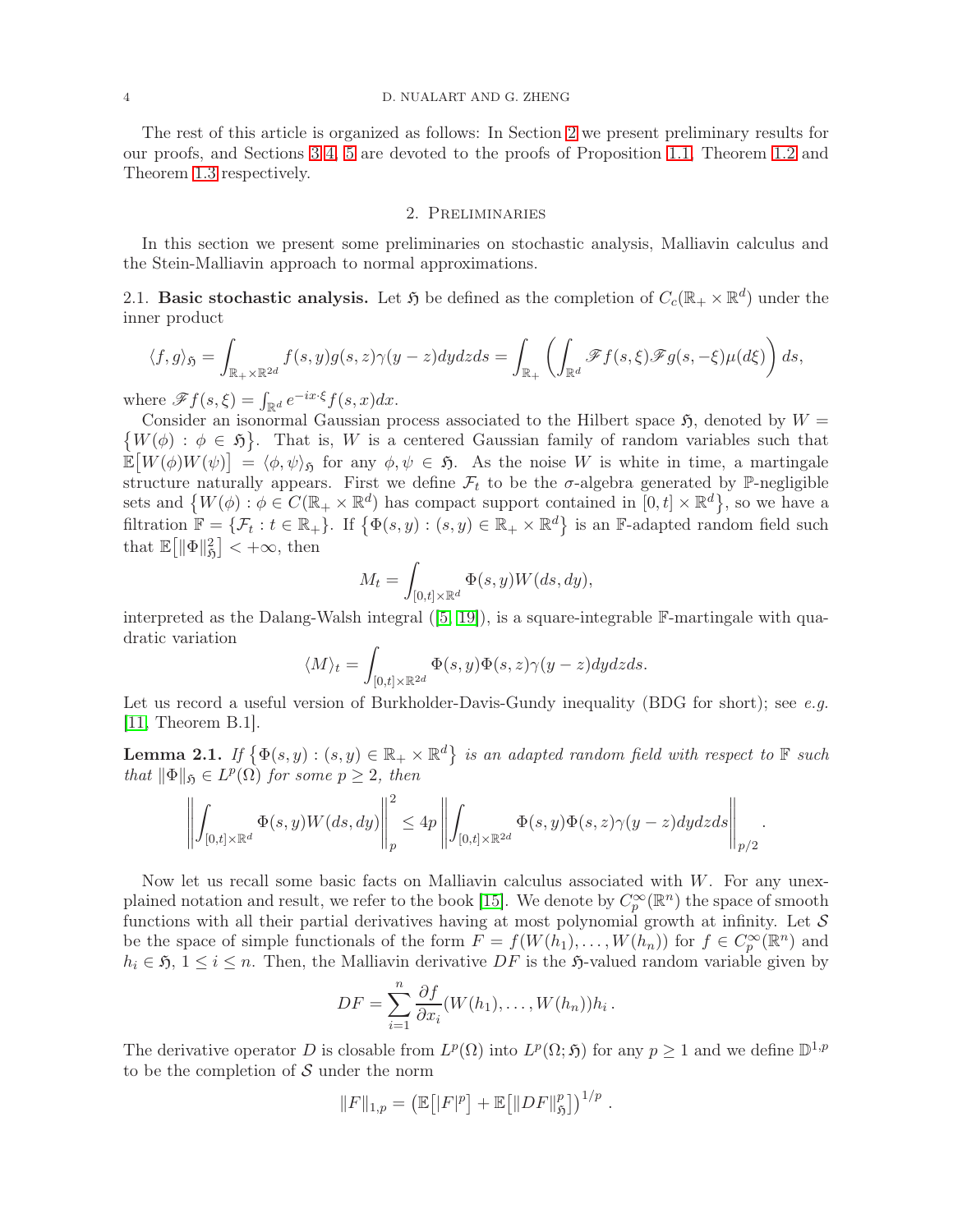The rest of this article is organized as follows: In Section 2 we present preliminary results for our proofs, and Sections 3, 4, 5 are devoted to the proofs of Proposition 1.1, Theorem 1.2 and Theorem 1.3 respectively.

## 2. Preliminaries

In this section we present some preliminaries on stochastic analysis, Malliavin calculus and the Stein-Malliavin approach to normal approximations.

2.1. **Basic stochastic analysis.** Let $\mathfrak{H}$ be defined as the completion of $C_c(\mathbb{R}_+ \times \mathbb{R}^d)$ under the inner product

$$\langle f, g\rangle_{\mathfrak{H}} = \int_{\mathbb{R}_+ \times \mathbb{R}^{2d}} f(s,y)g(s,z)\gamma(y-z)dydzds = \int_{\mathbb{R}_+} \left( \int_{\mathbb{R}^d} \mathscr{F}f(s,\xi)\mathscr{F}g(s,-\xi)\mu(d\xi)\right) ds,$$

where $\mathscr{F}f(s,\xi) = \int_{\mathbb{R}^d} e^{-ix\cdot\xi} f(s,x)dx$.

Consider an isonormal Gaussian process associated to the Hilbert space $\mathfrak{H}$, denoted by $W = \{W(\phi) : \phi \in \mathfrak{H}\}$. That is, $W$ is a centered Gaussian family of random variables such that $\mathbb{E}\big[W(\phi)W(\psi)\big] = \langle \phi, \psi\rangle_{\mathfrak{H}}$ for any $\phi, \psi \in \mathfrak{H}$. As the noise $W$ is white in time, a martingale structure naturally appears. First we define $\mathcal{F}_t$ to be the $\sigma$-algebra generated by $\mathbb{P}$-negligible sets and $\{W(\phi) : \phi \in C(\mathbb{R}_+ \times \mathbb{R}^d)$ has compact support contained in $[0,t]\times\mathbb{R}^d\}$, so we have a filtration $\mathbb{F} = \{\mathcal{F}_t : t \in \mathbb{R}_+\}$. If $\{\Phi(s,y) : (s,y) \in \mathbb{R}_+ \times \mathbb{R}^d\}$ is an $\mathbb{F}$-adapted random field such that $\mathbb{E}\big[\|\Phi\|_{\mathfrak{H}}^2\big] < +\infty$, then

$$M_t = \int_{[0,t]\times\mathbb{R}^d} \Phi(s,y)W(ds,dy),$$

interpreted as the Dalang-Walsh integral ([5, 19]), is a square-integrable $\mathbb{F}$-martingale with quadratic variation

$$\langle M\rangle_t = \int_{[0,t]\times\mathbb{R}^{2d}} \Phi(s,y)\Phi(s,z)\gamma(y-z)dydzds.$$

Let us record a useful version of Burkholder-Davis-Gundy inequality (BDG for short); see *e.g.* [11, Theorem B.1].

**Lemma 2.1.** *If $\{\Phi(s,y) : (s,y) \in \mathbb{R}_+ \times \mathbb{R}^d\}$ is an adapted random field with respect to $\mathbb{F}$ such that $\|\Phi\|_{\mathfrak{H}} \in L^p(\Omega)$ for some $p \geq 2$, then*

$$\left\| \int_{[0,t]\times\mathbb{R}^d} \Phi(s,y)W(ds,dy)\right\|_p^2 \leq 4p \left\| \int_{[0,t]\times\mathbb{R}^{2d}} \Phi(s,y)\Phi(s,z)\gamma(y-z)dydzds\right\|_{p/2}.$$

Now let us recall some basic facts on Malliavin calculus associated with $W$. For any unexplained notation and result, we refer to the book [15]. We denote by $C_p^\infty(\mathbb{R}^n)$ the space of smooth functions with all their partial derivatives having at most polynomial growth at infinity. Let $\mathcal{S}$ be the space of simple functionals of the form $F = f(W(h_1), \dots, W(h_n))$ for $f \in C_p^\infty(\mathbb{R}^n)$ and $h_i \in \mathfrak{H}$, $1 \leq i \leq n$. Then, the Malliavin derivative $DF$ is the $\mathfrak{H}$-valued random variable given by

$$DF = \sum_{i=1}^n \frac{\partial f}{\partial x_i}(W(h_1), \dots, W(h_n))h_i\,.$$

The derivative operator $D$ is closable from $L^p(\Omega)$ into $L^p(\Omega; \mathfrak{H})$ for any $p \geq 1$ and we define $\mathbb{D}^{1,p}$ to be the completion of $\mathcal{S}$ under the norm

$$\|F\|_{1,p} = \big(\mathbb{E}\big[|F|^p\big] + \mathbb{E}\big[\|DF\|_{\mathfrak{H}}^p\big]\big)^{1/p}\,.$$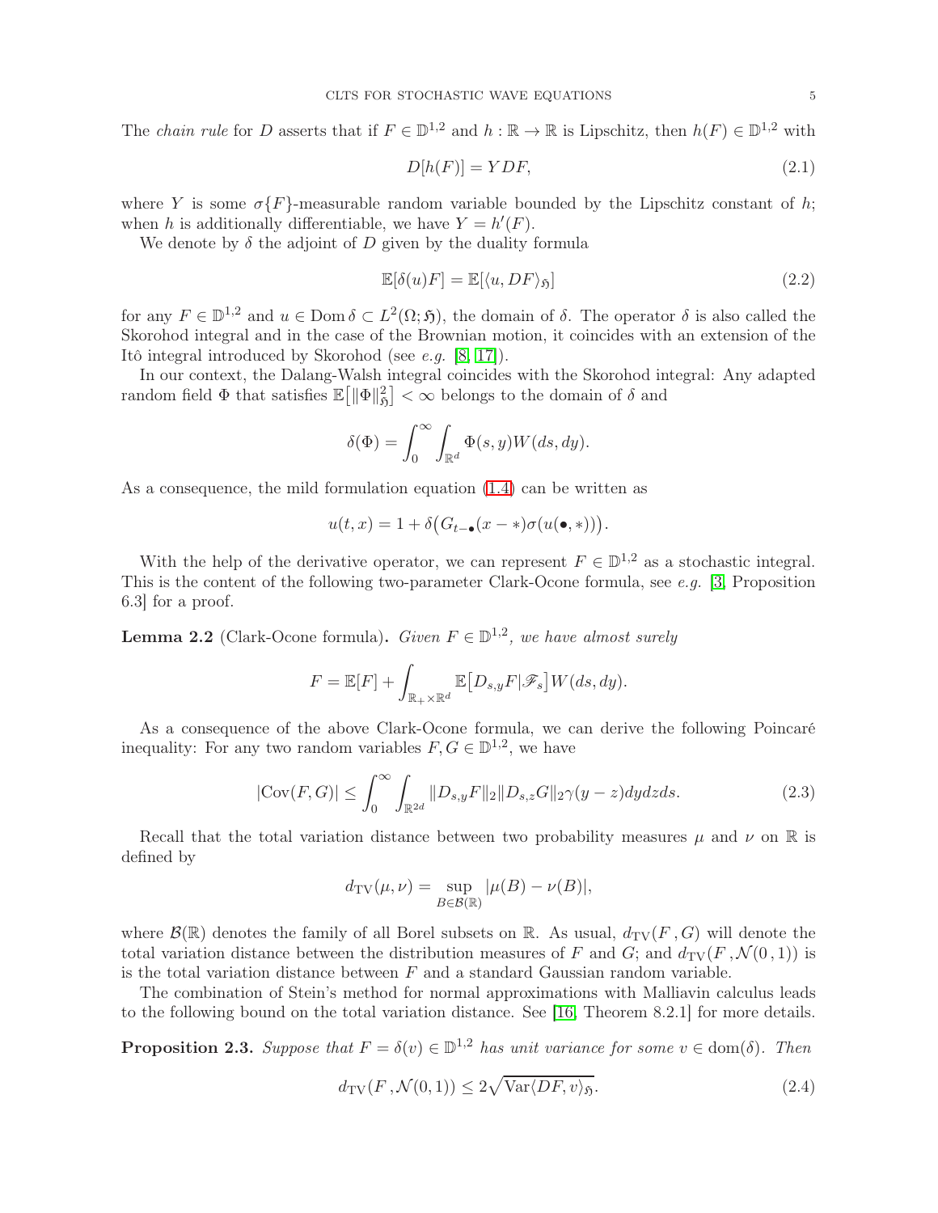The *chain rule* for $D$ asserts that if $F \in \mathbb{D}^{1,2}$ and $h : \mathbb{R} \to \mathbb{R}$ is Lipschitz, then $h(F) \in \mathbb{D}^{1,2}$ with

$$D[h(F)] = YDF, \tag{2.1}$$

where $Y$ is some $\sigma\{F\}$-measurable random variable bounded by the Lipschitz constant of $h$; when $h$ is additionally differentiable, we have $Y = h'(F)$.

We denote by $\delta$ the adjoint of $D$ given by the duality formula

$$\mathbb{E}[\delta(u)F] = \mathbb{E}[\langle u, DF\rangle_{\mathfrak{H}}] \tag{2.2}$$

for any $F \in \mathbb{D}^{1,2}$ and $u \in \operatorname{Dom}\delta \subset L^2(\Omega; \mathfrak{H})$, the domain of $\delta$. The operator $\delta$ is also called the Skorohod integral and in the case of the Brownian motion, it coincides with an extension of the Itô integral introduced by Skorohod (see *e.g.* [8, 17]).

In our context, the Dalang-Walsh integral coincides with the Skorohod integral: Any adapted random field $\Phi$ that satisfies $\mathbb{E}\big[\|\Phi\|_{\mathfrak{H}}^2\big] < \infty$ belongs to the domain of $\delta$ and

$$\delta(\Phi) = \int_0^\infty \int_{\mathbb{R}^d} \Phi(s,y) W(ds,dy).$$

As a consequence, the mild formulation equation (1.4) can be written as

$$u(t,x) = 1 + \delta\big(G_{t-\bullet}(x-*)\sigma(u(\bullet,*))\big).$$

With the help of the derivative operator, we can represent $F \in \mathbb{D}^{1,2}$ as a stochastic integral. This is the content of the following two-parameter Clark-Ocone formula, see *e.g.* [3, Proposition 6.3] for a proof.

**Lemma 2.2** (Clark-Ocone formula). *Given $F \in \mathbb{D}^{1,2}$, we have almost surely*

$$F = \mathbb{E}[F] + \int_{\mathbb{R}_+ \times \mathbb{R}^d} \mathbb{E}\big[D_{s,y}F \big| \mathscr{F}_s\big] W(ds,dy).$$

As a consequence of the above Clark-Ocone formula, we can derive the following Poincaré inequality: For any two random variables $F, G \in \mathbb{D}^{1,2}$, we have

$$|\operatorname{Cov}(F,G)| \le \int_0^\infty \int_{\mathbb{R}^{2d}} \|D_{s,y}F\|_2 \|D_{s,z}G\|_2 \gamma(y-z) dy dz ds. \tag{2.3}$$

Recall that the total variation distance between two probability measures $\mu$ and $\nu$ on $\mathbb{R}$ is defined by

$$d_{\mathrm{TV}}(\mu,\nu) = \sup_{B \in \mathcal{B}(\mathbb{R})} |\mu(B) - \nu(B)|,$$

where $\mathcal{B}(\mathbb{R})$ denotes the family of all Borel subsets on $\mathbb{R}$. As usual, $d_{\mathrm{TV}}(F, G)$ will denote the total variation distance between the distribution measures of $F$ and $G$; and $d_{\mathrm{TV}}(F, \mathcal{N}(0,1))$ is is the total variation distance between $F$ and a standard Gaussian random variable.

The combination of Stein's method for normal approximations with Malliavin calculus leads to the following bound on the total variation distance. See [16, Theorem 8.2.1] for more details.

**Proposition 2.3.** *Suppose that $F = \delta(v) \in \mathbb{D}^{1,2}$ has unit variance for some $v \in \operatorname{dom}(\delta)$. Then*

$$d_{\mathrm{TV}}(F, \mathcal{N}(0,1)) \le 2\sqrt{\operatorname{Var}\langle DF, v\rangle_{\mathfrak{H}}}. \tag{2.4}$$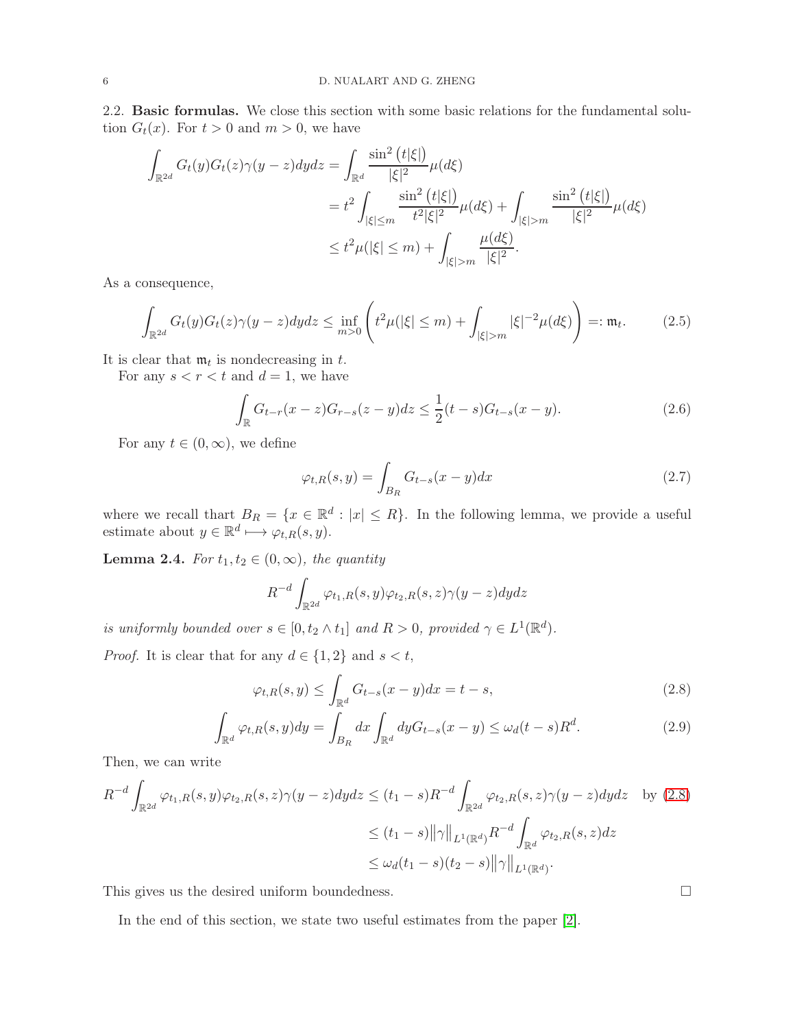**2.2. Basic formulas.** We close this section with some basic relations for the fundamental solution $G_t(x)$. For $t > 0$ and $m > 0$, we have

$$
\begin{aligned}
\int_{\mathbb{R}^{2d}} G_t(y)G_t(z)\gamma(y-z)dydz &= \int_{\mathbb{R}^d} \frac{\sin^2\big(t|\xi|\big)}{|\xi|^2}\mu(d\xi) \\
&= t^2 \int_{|\xi|\le m} \frac{\sin^2\big(t|\xi|\big)}{t^2|\xi|^2}\mu(d\xi) + \int_{|\xi|>m} \frac{\sin^2\big(t|\xi|\big)}{|\xi|^2}\mu(d\xi) \\
&\le t^2\mu(|\xi|\le m) + \int_{|\xi|>m} \frac{\mu(d\xi)}{|\xi|^2}.
\end{aligned}
$$

As a consequence,

$$
\int_{\mathbb{R}^{2d}} G_t(y)G_t(z)\gamma(y-z)dydz \le \inf_{m>0}\left( t^2\mu(|\xi|\le m) + \int_{|\xi|>m} |\xi|^{-2}\mu(d\xi)\right) =: \mathfrak{m}_t. \tag{2.5}
$$

It is clear that $\mathfrak{m}_t$ is nondecreasing in $t$.

For any $s < r < t$ and $d = 1$, we have

$$
\int_{\mathbb{R}} G_{t-r}(x-z)G_{r-s}(z-y)dz \le \frac{1}{2}(t-s)G_{t-s}(x-y). \tag{2.6}
$$

For any $t \in (0,\infty)$, we define

$$
\varphi_{t,R}(s,y) = \int_{B_R} G_{t-s}(x-y)dx \tag{2.7}
$$

where we recall thart $B_R = \{x \in \mathbb{R}^d : |x| \le R\}$. In the following lemma, we provide a useful estimate about $y \in \mathbb{R}^d \longmapsto \varphi_{t,R}(s,y)$.

**Lemma 2.4.** *For $t_1, t_2 \in (0,\infty)$, the quantity*

$$
R^{-d}\int_{\mathbb{R}^{2d}} \varphi_{t_1,R}(s,y)\varphi_{t_2,R}(s,z)\gamma(y-z)dydz
$$

*is uniformly bounded over $s \in [0, t_2 \wedge t_1]$ and $R > 0$, provided $\gamma \in L^1(\mathbb{R}^d)$.*

*Proof.* It is clear that for any $d \in \{1,2\}$ and $s < t$,

$$
\varphi_{t,R}(s,y) \le \int_{\mathbb{R}^d} G_{t-s}(x-y)dx = t-s, \tag{2.8}
$$

$$
\int_{\mathbb{R}^d} \varphi_{t,R}(s,y)dy = \int_{B_R} dx \int_{\mathbb{R}^d} dy G_{t-s}(x-y) \le \omega_d(t-s)R^d. \tag{2.9}
$$

Then, we can write

$$
\begin{aligned}
R^{-d}\int_{\mathbb{R}^{2d}} \varphi_{t_1,R}(s,y)\varphi_{t_2,R}(s,z)\gamma(y-z)dydz &\le (t_1-s)R^{-d}\int_{\mathbb{R}^{2d}} \varphi_{t_2,R}(s,z)\gamma(y-z)dydz \quad \text{by (2.8)} \\
&\le (t_1-s)\big\|\gamma\big\|_{L^1(\mathbb{R}^d)} R^{-d}\int_{\mathbb{R}^d} \varphi_{t_2,R}(s,z)dz \\
&\le \omega_d(t_1-s)(t_2-s)\big\|\gamma\big\|_{L^1(\mathbb{R}^d)}.
\end{aligned}
$$

This gives us the desired uniform boundedness. ∎

In the end of this section, we state two useful estimates from the paper [2].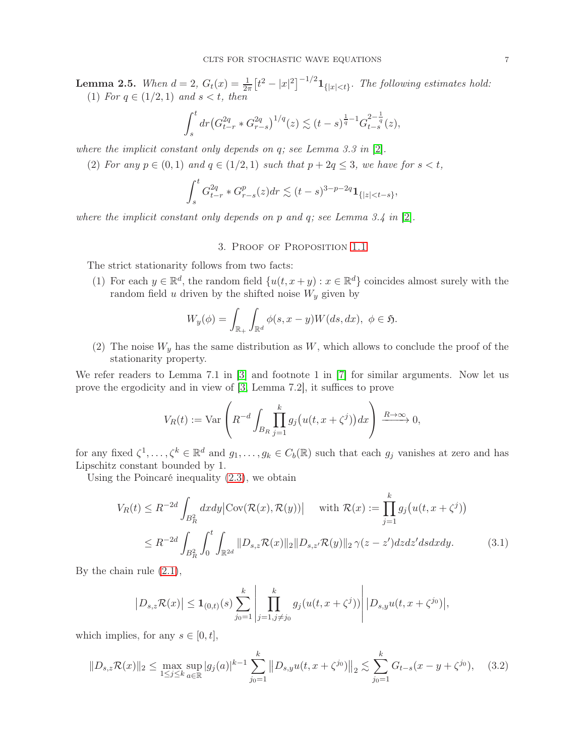**Lemma 2.5.** *When $d = 2$, $G_t(x) = \frac{1}{2\pi}\big[t^2 - |x|^2\big]^{-1/2}\mathbf{1}_{\{|x|<t\}}$. The following estimates hold:*

(1) *For $q \in (1/2, 1)$ and $s < t$, then*

$$\int_s^t dr\big(G_{t-r}^{2q} * G_{r-s}^{2q}\big)^{1/q}(z) \lesssim (t-s)^{\frac{1}{q}-1} G_{t-s}^{2-\frac{1}{q}}(z),$$

*where the implicit constant only depends on $q$; see Lemma 3.3 in* [2].

(2) *For any $p \in (0, 1)$ and $q \in (1/2, 1)$ such that $p + 2q \leq 3$, we have for $s < t$,*

$$\int_s^t G_{t-r}^{2q} * G_{r-s}^{p}(z) dr \lesssim (t-s)^{3-p-2q}\mathbf{1}_{\{|z|<t-s\}},$$

*where the implicit constant only depends on $p$ and $q$; see Lemma 3.4 in* [2].

## 3. Proof of Proposition 1.1

The strict stationarity follows from two facts:

(1) For each $y \in \mathbb{R}^d$, the random field $\{u(t, x + y) : x \in \mathbb{R}^d\}$ coincides almost surely with the random field $u$ driven by the shifted noise $W_y$ given by

$$W_y(\phi) = \int_{\mathbb{R}_+}\int_{\mathbb{R}^d} \phi(s, x - y) W(ds, dx),\ \ \phi \in \mathfrak{H}.$$

(2) The noise $W_y$ has the same distribution as $W$, which allows to conclude the proof of the stationarity property.

We refer readers to Lemma 7.1 in [3] and footnote 1 in [7] for similar arguments. Now let us prove the ergodicity and in view of [3, Lemma 7.2], it suffices to prove

$$V_R(t) := \text{Var}\left(R^{-d}\int_{B_R}\prod_{j=1}^k g_j\big(u(t, x + \zeta^j)\big)dx\right) \xrightarrow{R\to\infty} 0,$$

for any fixed $\zeta^1, \dots, \zeta^k \in \mathbb{R}^d$ and $g_1, \dots, g_k \in C_b(\mathbb{R})$ such that each $g_j$ vanishes at zero and has Lipschitz constant bounded by 1.

Using the Poincaré inequality (2.3), we obtain

$$\begin{aligned} V_R(t) &\leq R^{-2d}\int_{B_R^2} dxdy\big|\text{Cov}(\mathcal{R}(x), \mathcal{R}(y))\big| \quad \text{ with } \mathcal{R}(x) := \prod_{j=1}^k g_j\big(u(t, x+\zeta^j)\big) \\ &\leq R^{-2d}\int_{B_R^2}\int_0^t\int_{\mathbb{R}^{2d}} \|D_{s,z}\mathcal{R}(x)\|_2\|D_{s,z'}\mathcal{R}(y)\|_2\,\gamma(z - z')dzdz'dsdxdy. \end{aligned} \tag{3.1}$$

By the chain rule (2.1),

$$\big|D_{s,z}\mathcal{R}(x)\big| \leq \mathbf{1}_{(0,t)}(s)\sum_{j_0=1}^k \left|\prod_{j=1, j\neq j_0}^k g_j(u(t, x+\zeta^j))\right|\big|D_{s,y}u(t, x+\zeta^{j_0})\big|,$$

which implies, for any $s \in [0, t]$,

$$\|D_{s,z}\mathcal{R}(x)\|_2 \leq \max_{1\leq j\leq k}\sup_{a\in\mathbb{R}}|g_j(a)|^{k-1}\sum_{j_0=1}^k \big\|D_{s,y}u(t, x+\zeta^{j_0})\big\|_2 \lesssim \sum_{j_0=1}^k G_{t-s}(x - y + \zeta^{j_0}), \tag{3.2}$$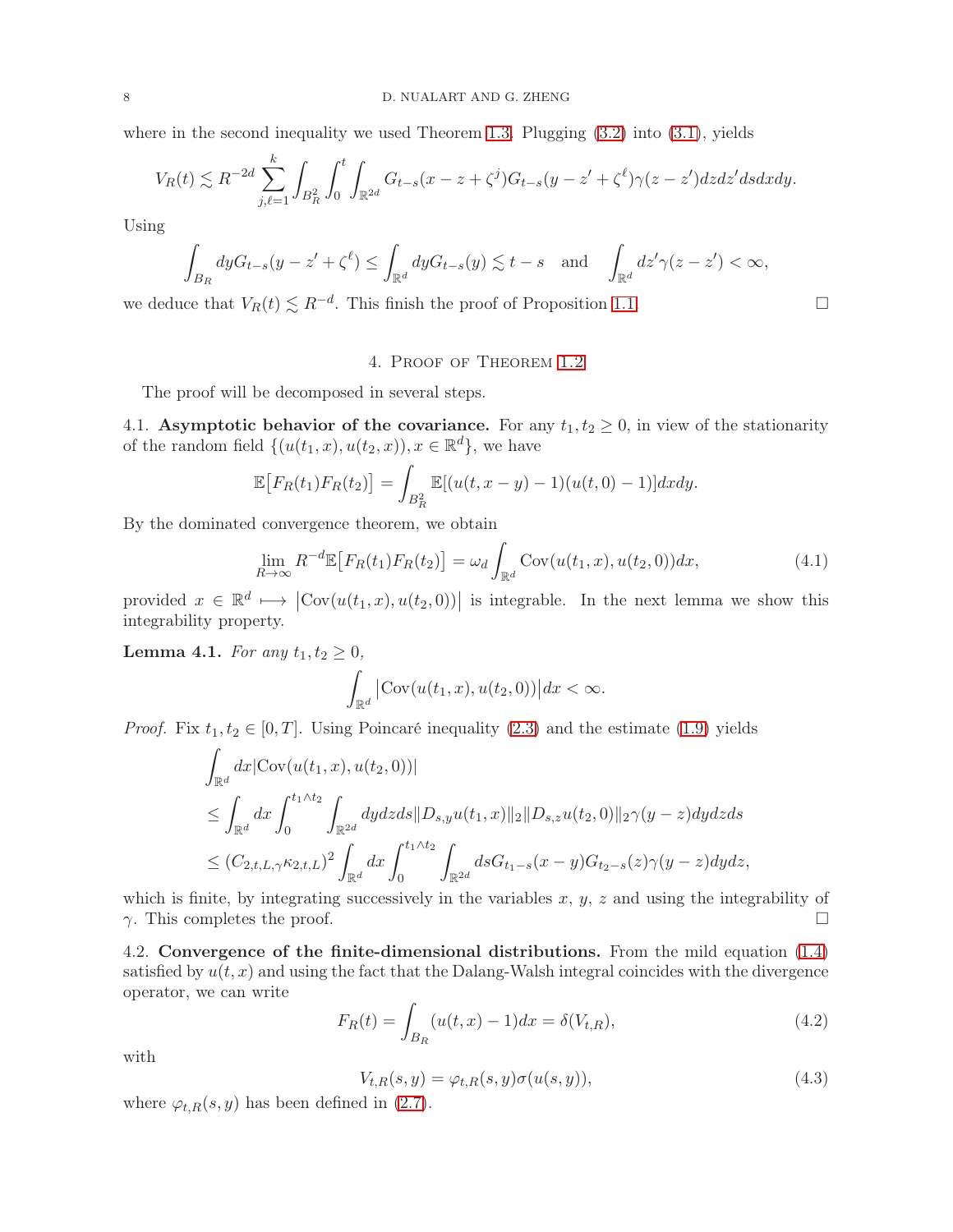where in the second inequality we used Theorem 1.3. Plugging (3.2) into (3.1), yields

$$V_R(t) \lesssim R^{-2d} \sum_{j,\ell=1}^{k} \int_{B_R^2} \int_0^t \int_{\mathbb{R}^{2d}} G_{t-s}(x-z+\zeta^j) G_{t-s}(y-z'+\zeta^\ell)\gamma(z-z')dzdz'dsdxdy.$$

Using

$$\int_{B_R} dy G_{t-s}(y-z'+\zeta^\ell) \le \int_{\mathbb{R}^d} dy G_{t-s}(y) \lesssim t-s \quad \text{and} \quad \int_{\mathbb{R}^d} dz' \gamma(z-z') < \infty,$$

we deduce that $V_R(t) \lesssim R^{-d}$. This finish the proof of Proposition 1.1. □

## 4. Proof of Theorem 1.2

The proof will be decomposed in several steps.

4.1. **Asymptotic behavior of the covariance.** For any $t_1, t_2 \ge 0$, in view of the stationarity of the random field $\{(u(t_1,x), u(t_2,x)), x \in \mathbb{R}^d\}$, we have

$$\mathbb{E}\big[F_R(t_1)F_R(t_2)\big] = \int_{B_R^2} \mathbb{E}[(u(t,x-y)-1)(u(t,0)-1)]dxdy.$$

By the dominated convergence theorem, we obtain

$$\lim_{R\to\infty} R^{-d}\mathbb{E}\big[F_R(t_1)F_R(t_2)\big] = \omega_d \int_{\mathbb{R}^d} \mathrm{Cov}(u(t_1,x), u(t_2,0))dx, \tag{4.1}$$

provided $x \in \mathbb{R}^d \longmapsto \big|\mathrm{Cov}(u(t_1,x), u(t_2,0))\big|$ is integrable. In the next lemma we show this integrability property.

**Lemma 4.1.** *For any $t_1, t_2 \ge 0$,*

$$\int_{\mathbb{R}^d} \big|\mathrm{Cov}(u(t_1,x), u(t_2,0))\big| dx < \infty.$$

*Proof.* Fix $t_1, t_2 \in [0,T]$. Using Poincaré inequality (2.3) and the estimate (1.9) yields

$$\begin{aligned}
&\int_{\mathbb{R}^d} dx |\mathrm{Cov}(u(t_1,x), u(t_2,0))| \\
&\le \int_{\mathbb{R}^d} dx \int_0^{t_1\wedge t_2} \int_{\mathbb{R}^{2d}} dydzds \|D_{s,y}u(t_1,x)\|_2 \|D_{s,z}u(t_2,0)\|_2 \gamma(y-z)dydzds \\
&\le (C_{2,t,L,\gamma}\kappa_{2,t,L})^2 \int_{\mathbb{R}^d} dx \int_0^{t_1\wedge t_2} \int_{\mathbb{R}^{2d}} ds G_{t_1-s}(x-y) G_{t_2-s}(z)\gamma(y-z)dydz,
\end{aligned}$$

which is finite, by integrating successively in the variables $x$, $y$, $z$ and using the integrability of $\gamma$. This completes the proof. □

4.2. **Convergence of the finite-dimensional distributions.** From the mild equation (1.4) satisfied by $u(t,x)$ and using the fact that the Dalang-Walsh integral coincides with the divergence operator, we can write

$$F_R(t) = \int_{B_R} (u(t,x)-1)dx = \delta(V_{t,R}), \tag{4.2}$$

with

$$V_{t,R}(s,y) = \varphi_{t,R}(s,y)\sigma(u(s,y)), \tag{4.3}$$

where $\varphi_{t,R}(s,y)$ has been defined in (2.7).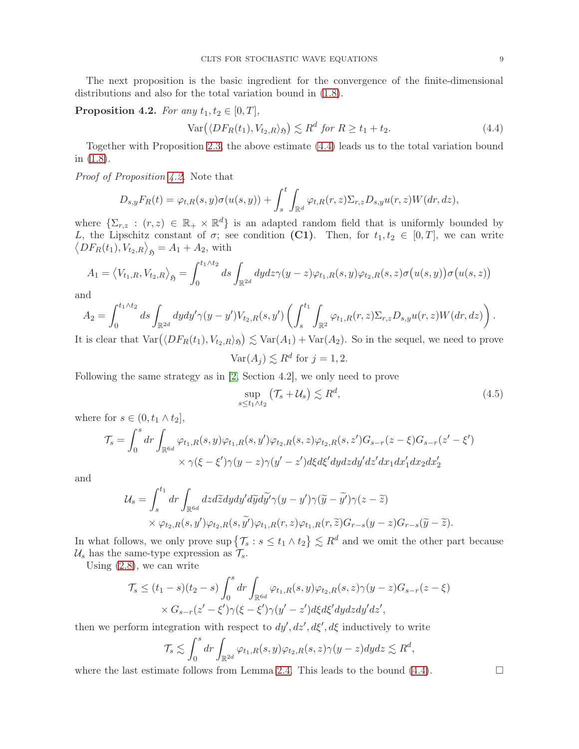The next proposition is the basic ingredient for the convergence of the finite-dimensional distributions and also for the total variation bound in (1.8).

**Proposition 4.2.** *For any $t_1, t_2 \in [0,T]$,*

$$\mathrm{Var}\big(\langle DF_R(t_1), V_{t_2,R}\rangle_{\mathfrak{H}}\big) \lesssim R^d \text{ for } R \geq t_1 + t_2. \tag{4.4}$$

Together with Proposition 2.3, the above estimate (4.4) leads us to the total variation bound in (1.8).

*Proof of Proposition 4.2.* Note that

$$D_{s,y}F_R(t) = \varphi_{t,R}(s,y)\sigma(u(s,y)) + \int_s^t \int_{\mathbb{R}^d} \varphi_{t,R}(r,z)\Sigma_{r,z}D_{s,y}u(r,z)W(dr,dz),$$

where $\{\Sigma_{r,z} : (r,z) \in \mathbb{R}_+ \times \mathbb{R}^d\}$ is an adapted random field that is uniformly bounded by $L$, the Lipschitz constant of $\sigma$; see condition **(C1)**. Then, for $t_1, t_2 \in [0,T]$, we can write $\big\langle DF_R(t_1), V_{t_2,R}\big\rangle_{\mathfrak{H}} = A_1 + A_2$, with

$$A_1 = \big\langle V_{t_1,R}, V_{t_2,R}\big\rangle_{\mathfrak{H}} = \int_0^{t_1\wedge t_2} ds \int_{\mathbb{R}^{2d}} dydz \gamma(y-z)\varphi_{t_1,R}(s,y)\varphi_{t_2,R}(s,z)\sigma\big(u(s,y)\big)\sigma\big(u(s,z)\big)$$

and

$$A_2 = \int_0^{t_1\wedge t_2} ds \int_{\mathbb{R}^{2d}} dydy'\gamma(y-y')V_{t_2,R}(s,y')\left(\int_s^{t_1}\int_{\mathbb{R}^2} \varphi_{t_1,R}(r,z)\Sigma_{r,z}D_{s,y}u(r,z)W(dr,dz)\right).$$

It is clear that $\mathrm{Var}\big(\langle DF_R(t_1), V_{t_2,R}\rangle_{\mathfrak{H}}\big) \lesssim \mathrm{Var}(A_1) + \mathrm{Var}(A_2)$. So in the sequel, we need to prove

$$\mathrm{Var}(A_j) \lesssim R^d \text{ for } j = 1,2.$$

Following the same strategy as in [2, Section 4.2], we only need to prove

$$\sup_{s\leq t_1\wedge t_2} \big(\mathcal{T}_s + \mathcal{U}_s\big) \lesssim R^d, \tag{4.5}$$

where for $s \in (0, t_1 \wedge t_2]$,

$$\begin{aligned}\mathcal{T}_s = \int_0^s dr \int_{\mathbb{R}^{6d}} &\varphi_{t_1,R}(s,y)\varphi_{t_1,R}(s,y')\varphi_{t_2,R}(s,z)\varphi_{t_2,R}(s,z')G_{s-r}(z-\xi)G_{s-r}(z'-\xi')\\ &\times \gamma(\xi-\xi')\gamma(y-z)\gamma(y'-z')d\xi d\xi' dydzdy'dz'dx_1dx_1'dx_2dx_2'\end{aligned}$$

and

$$\begin{aligned}\mathcal{U}_s = \int_s^{t_1} dr \int_{\mathbb{R}^{6d}} &dzd\widetilde{z}dydy'd\widetilde{y}d\widetilde{y'}\gamma(y-y')\gamma(\widetilde{y}-\widetilde{y'})\gamma(z-\widetilde{z})\\ &\times \varphi_{t_2,R}(s,y')\varphi_{t_2,R}(s,\widetilde{y'})\varphi_{t_1,R}(r,z)\varphi_{t_1,R}(r,\widetilde{z})G_{r-s}(y-z)G_{r-s}(\widetilde{y}-\widetilde{z}).\end{aligned}$$

In what follows, we only prove $\sup\big\{\mathcal{T}_s : s \leq t_1 \wedge t_2\big\} \lesssim R^d$ and we omit the other part because $\mathcal{U}_s$ has the same-type expression as $\mathcal{T}_s$.

Using (2.8), we can write

$$\begin{aligned}\mathcal{T}_s \leq (t_1 - s)(t_2 - s)\int_0^s dr \int_{\mathbb{R}^{6d}} &\varphi_{t_1,R}(s,y)\varphi_{t_2,R}(s,z)\gamma(y-z)G_{s-r}(z-\xi)\\ &\times G_{s-r}(z'-\xi')\gamma(\xi-\xi')\gamma(y'-z')d\xi d\xi' dydzdy'dz',\end{aligned}$$

then we perform integration with respect to $dy', dz', d\xi', d\xi$ inductively to write

$$\mathcal{T}_s \lesssim \int_0^s dr \int_{\mathbb{R}^{2d}} \varphi_{t_1,R}(s,y)\varphi_{t_2,R}(s,z)\gamma(y-z)dydz \lesssim R^d,$$

where the last estimate follows from Lemma 2.4. This leads to the bound (4.4). $\square$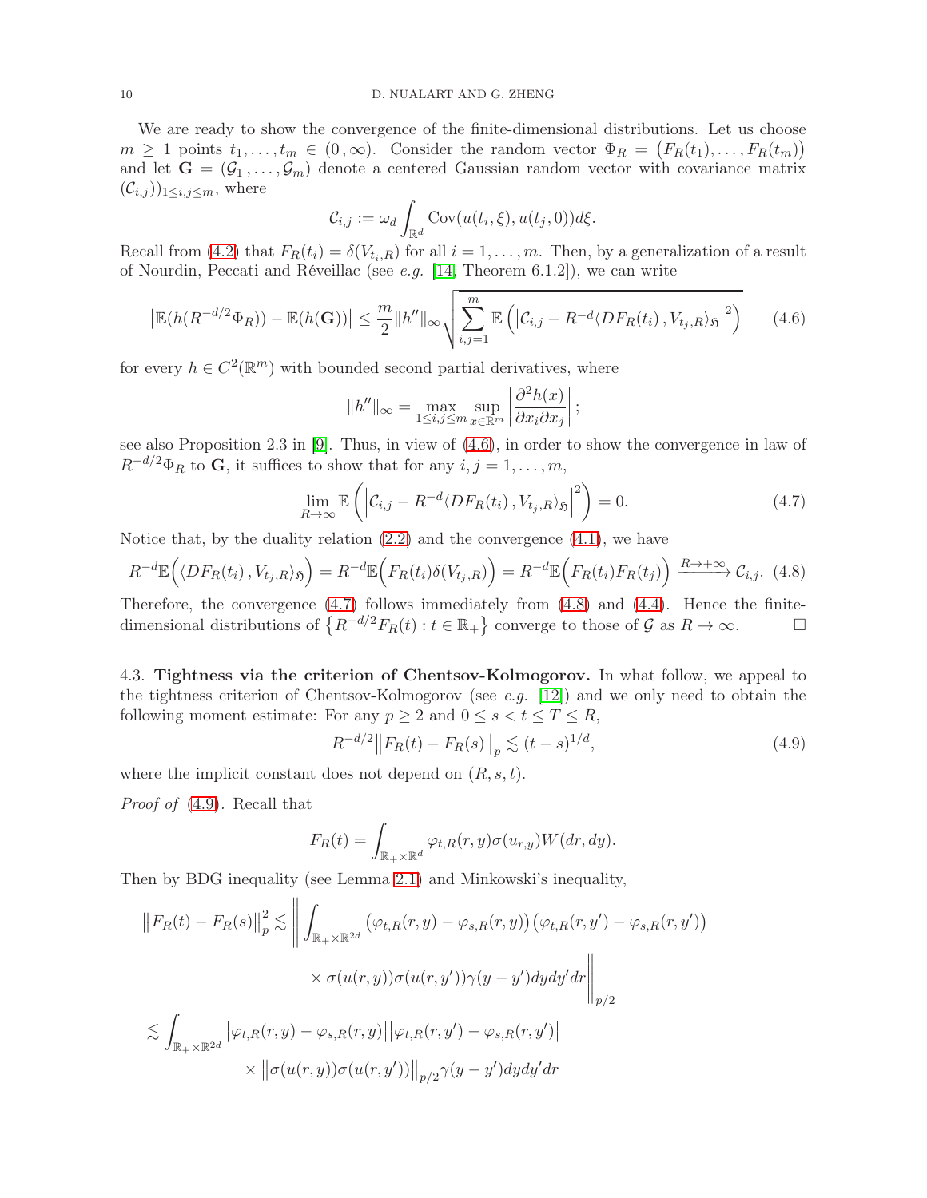We are ready to show the convergence of the finite-dimensional distributions. Let us choose $m \geq 1$ points $t_1, \dots, t_m \in (0, \infty)$. Consider the random vector $\Phi_R = \big(F_R(t_1), \dots, F_R(t_m)\big)$ and let $\mathbf{G} = (\mathcal{G}_1, \dots, \mathcal{G}_m)$ denote a centered Gaussian random vector with covariance matrix $(\mathcal{C}_{i,j})_{1 \leq i,j \leq m}$, where

$$\mathcal{C}_{i,j} := \omega_d \int_{\mathbb{R}^d} \mathrm{Cov}(u(t_i, \xi), u(t_j, 0)) d\xi.$$

Recall from (4.2) that $F_R(t_i) = \delta(V_{t_i,R})$ for all $i = 1, \dots, m$. Then, by a generalization of a result of Nourdin, Peccati and Réveillac (see *e.g.* [14, Theorem 6.1.2]), we can write

$$\big|\mathbb{E}(h(R^{-d/2}\Phi_R)) - \mathbb{E}(h(\mathbf{G}))\big| \leq \frac{m}{2}\|h''\|_\infty \sqrt{\sum_{i,j=1}^m \mathbb{E}\left(\big|\mathcal{C}_{i,j} - R^{-d}\langle DF_R(t_i), V_{t_j,R}\rangle_{\mathfrak{H}}\big|^2\right)} \tag{4.6}$$

for every $h \in C^2(\mathbb{R}^m)$ with bounded second partial derivatives, where

$$\|h''\|_\infty = \max_{1 \leq i,j \leq m} \sup_{x \in \mathbb{R}^m} \left|\frac{\partial^2 h(x)}{\partial x_i \partial x_j}\right|;$$

see also Proposition 2.3 in [9]. Thus, in view of (4.6), in order to show the convergence in law of $R^{-d/2}\Phi_R$ to $\mathbf{G}$, it suffices to show that for any $i, j = 1, \dots, m$,

$$\lim_{R \to \infty} \mathbb{E}\left(\left|\mathcal{C}_{i,j} - R^{-d}\langle DF_R(t_i), V_{t_j,R}\rangle_{\mathfrak{H}}\right|^2\right) = 0. \tag{4.7}$$

Notice that, by the duality relation (2.2) and the convergence (4.1), we have

$$R^{-d}\mathbb{E}\Big(\langle DF_R(t_i), V_{t_j,R}\rangle_{\mathfrak{H}}\Big) = R^{-d}\mathbb{E}\Big(F_R(t_i)\delta(V_{t_j,R})\Big) = R^{-d}\mathbb{E}\Big(F_R(t_i)F_R(t_j)\Big) \xrightarrow{R \to +\infty} \mathcal{C}_{i,j}. \tag{4.8}$$

Therefore, the convergence (4.7) follows immediately from (4.8) and (4.4). Hence the finite-dimensional distributions of $\big\{R^{-d/2}F_R(t) : t \in \mathbb{R}_+\big\}$ converge to those of $\mathcal{G}$ as $R \to \infty$. $\square$

## 4.3. Tightness via the criterion of Chentsov-Kolmogorov.

In what follow, we appeal to the tightness criterion of Chentsov-Kolmogorov (see *e.g.* [12]) and we only need to obtain the following moment estimate: For any $p \geq 2$ and $0 \leq s < t \leq T \leq R$,

$$R^{-d/2}\big\|F_R(t) - F_R(s)\big\|_p \lesssim (t-s)^{1/d}, \tag{4.9}$$

where the implicit constant does not depend on $(R, s, t)$.

*Proof of* (4.9). Recall that

$$F_R(t) = \int_{\mathbb{R}_+ \times \mathbb{R}^d} \varphi_{t,R}(r,y)\sigma(u_{r,y})W(dr,dy).$$

Then by BDG inequality (see Lemma 2.1) and Minkowski's inequality,

$$\begin{aligned}
\big\|F_R(t) - F_R(s)\big\|_p^2 &\lesssim \Bigg\|\int_{\mathbb{R}_+ \times \mathbb{R}^{2d}} \big(\varphi_{t,R}(r,y) - \varphi_{s,R}(r,y)\big)\big(\varphi_{t,R}(r,y') - \varphi_{s,R}(r,y')\big) \\
&\qquad \times \sigma(u(r,y))\sigma(u(r,y'))\gamma(y-y')dydy'dr\Bigg\|_{p/2} \\
&\lesssim \int_{\mathbb{R}_+ \times \mathbb{R}^{2d}} \big|\varphi_{t,R}(r,y) - \varphi_{s,R}(r,y)\big|\big|\varphi_{t,R}(r,y') - \varphi_{s,R}(r,y')\big| \\
&\qquad \times \big\|\sigma(u(r,y))\sigma(u(r,y'))\big\|_{p/2}\gamma(y-y')dydy'dr
\end{aligned}$$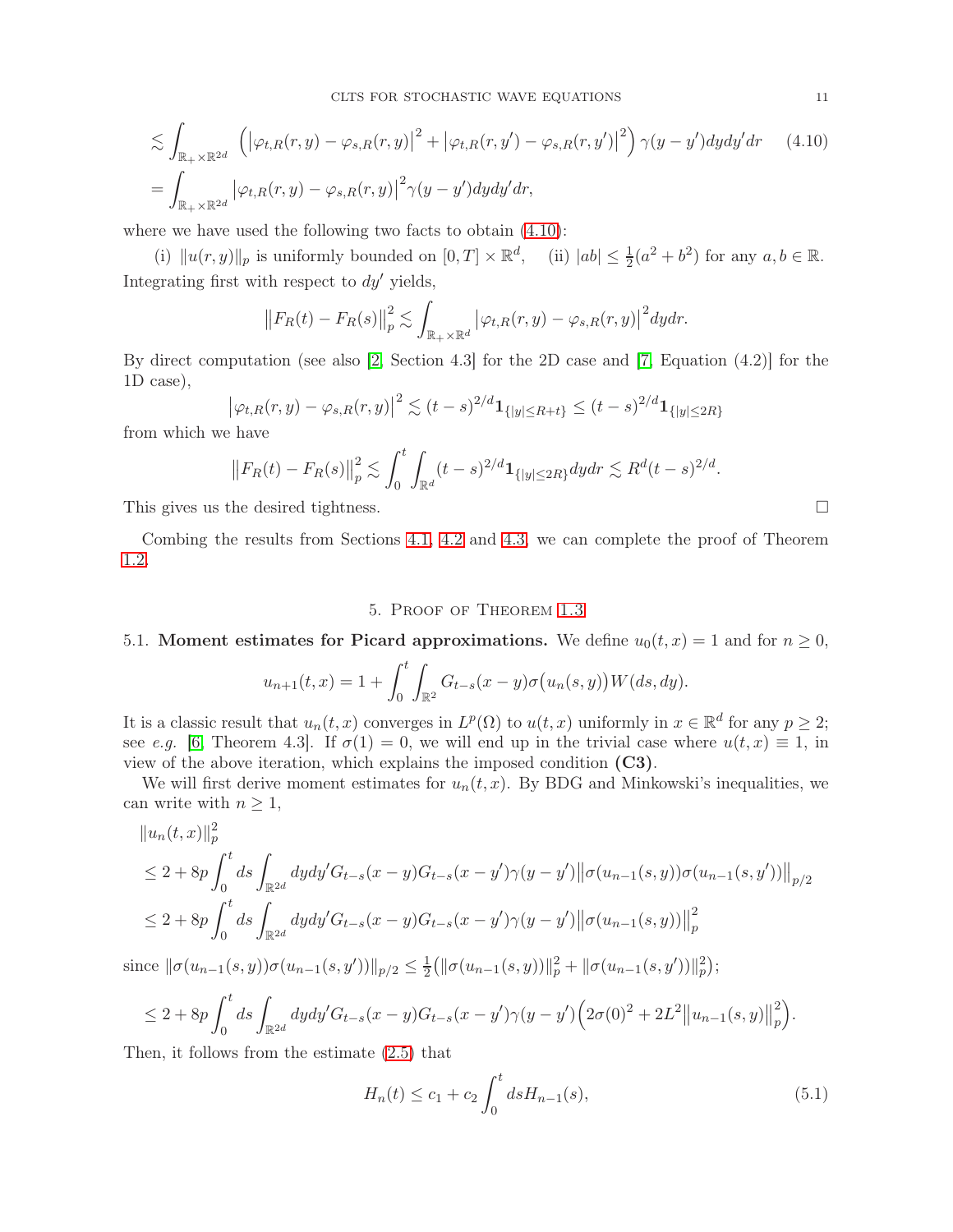$$
\begin{aligned}
&\lesssim \int_{\mathbb{R}_+\times\mathbb{R}^{2d}} \Big(\big|\varphi_{t,R}(r,y)-\varphi_{s,R}(r,y)\big|^2+\big|\varphi_{t,R}(r,y')-\varphi_{s,R}(r,y')\big|^2\Big)\gamma(y-y')dydy'dr \qquad (4.10)\\
&=\int_{\mathbb{R}_+\times\mathbb{R}^{2d}} \big|\varphi_{t,R}(r,y)-\varphi_{s,R}(r,y)\big|^2\gamma(y-y')dydy'dr,
\end{aligned}
$$

where we have used the following two facts to obtain (4.10):

(i) $\|u(r,y)\|_p$ is uniformly bounded on $[0,T]\times\mathbb{R}^d$, (ii) $|ab|\le\frac{1}{2}(a^2+b^2)$ for any $a,b\in\mathbb{R}$.

Integrating first with respect to $dy'$ yields,

$$
\big\|F_R(t)-F_R(s)\big\|_p^2 \lesssim \int_{\mathbb{R}_+\times\mathbb{R}^d}\big|\varphi_{t,R}(r,y)-\varphi_{s,R}(r,y)\big|^2dydr.
$$

By direct computation (see also [2, Section 4.3] for the 2D case and [7, Equation (4.2)] for the 1D case),

$$
\big|\varphi_{t,R}(r,y)-\varphi_{s,R}(r,y)\big|^2 \lesssim (t-s)^{2/d}\mathbf{1}_{\{|y|\le R+t\}} \le (t-s)^{2/d}\mathbf{1}_{\{|y|\le 2R\}}
$$

from which we have

$$
\big\|F_R(t)-F_R(s)\big\|_p^2 \lesssim \int_0^t\int_{\mathbb{R}^d}(t-s)^{2/d}\mathbf{1}_{\{|y|\le 2R\}}dydr \lesssim R^d(t-s)^{2/d}.
$$

This gives us the desired tightness. □

Combing the results from Sections 4.1, 4.2 and 4.3, we can complete the proof of Theorem 1.2.

## 5. Proof of Theorem 1.3

### 5.1. Moment estimates for Picard approximations.

We define $u_0(t,x)=1$ and for $n\ge 0$,

$$
u_{n+1}(t,x)=1+\int_0^t\int_{\mathbb{R}^2}G_{t-s}(x-y)\sigma\big(u_n(s,y)\big)W(ds,dy).
$$

It is a classic result that $u_n(t,x)$ converges in $L^p(\Omega)$ to $u(t,x)$ uniformly in $x\in\mathbb{R}^d$ for any $p\ge 2$; see *e.g.* [6, Theorem 4.3]. If $\sigma(1)=0$, we will end up in the trivial case where $u(t,x)\equiv 1$, in view of the above iteration, which explains the imposed condition **(C3)**.

We will first derive moment estimates for $u_n(t,x)$. By BDG and Minkowski's inequalities, we can write with $n\ge 1$,

$$
\begin{aligned}
&\|u_n(t,x)\|_p^2\\
&\le 2+8p\int_0^t ds\int_{\mathbb{R}^{2d}}dydy'G_{t-s}(x-y)G_{t-s}(x-y')\gamma(y-y')\big\|\sigma(u_{n-1}(s,y))\sigma(u_{n-1}(s,y'))\big\|_{p/2}\\
&\le 2+8p\int_0^t ds\int_{\mathbb{R}^{2d}}dydy'G_{t-s}(x-y)G_{t-s}(x-y')\gamma(y-y')\big\|\sigma(u_{n-1}(s,y))\big\|_p^2
\end{aligned}
$$

since $\|\sigma(u_{n-1}(s,y))\sigma(u_{n-1}(s,y'))\|_{p/2}\le\frac{1}{2}\big(\|\sigma(u_{n-1}(s,y))\|_p^2+\|\sigma(u_{n-1}(s,y'))\|_p^2\big)$;

$$
\le 2+8p\int_0^t ds\int_{\mathbb{R}^{2d}}dydy'G_{t-s}(x-y)G_{t-s}(x-y')\gamma(y-y')\Big(2\sigma(0)^2+2L^2\big\|u_{n-1}(s,y)\big\|_p^2\Big).
$$

Then, it follows from the estimate (2.5) that

$$
H_n(t)\le c_1+c_2\int_0^t dsH_{n-1}(s), \qquad (5.1)
$$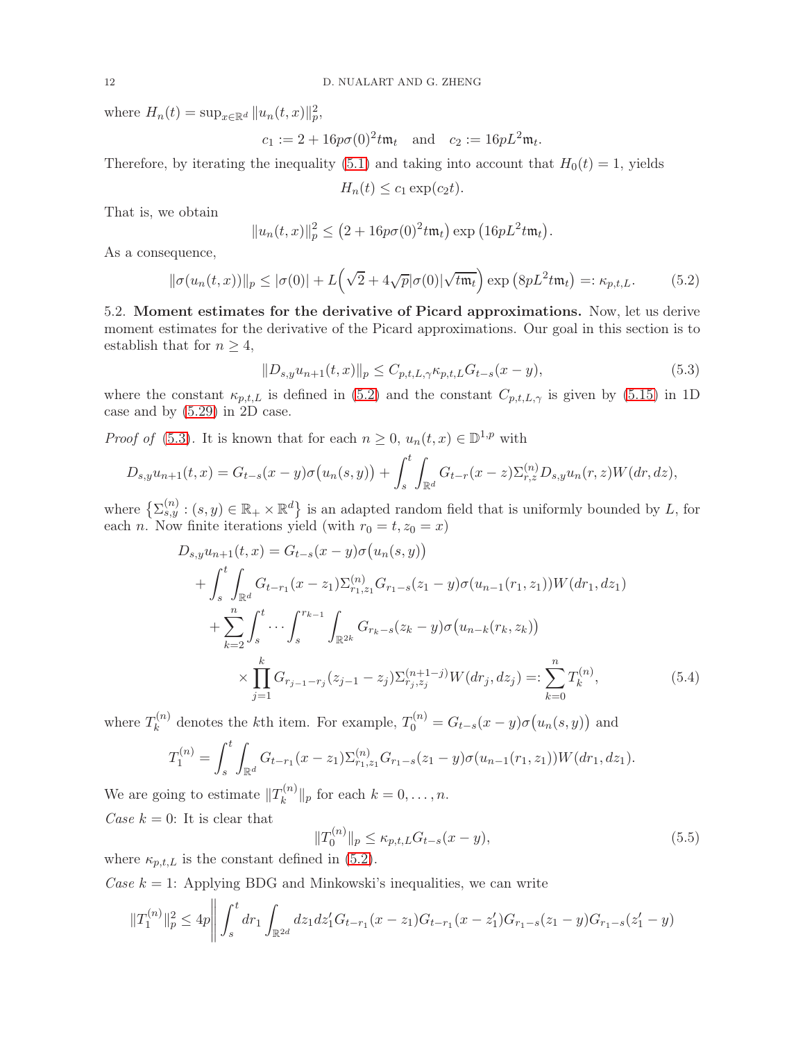where $H_n(t) = \sup_{x\in\mathbb{R}^d} \|u_n(t,x)\|_p^2$,

$$c_1 := 2 + 16p\sigma(0)^2 t\mathfrak{m}_t \quad \text{and} \quad c_2 := 16pL^2\mathfrak{m}_t.$$

Therefore, by iterating the inequality (5.1) and taking into account that $H_0(t) = 1$, yields

$$H_n(t) \le c_1 \exp(c_2 t).$$

That is, we obtain

$$\|u_n(t,x)\|_p^2 \le \big(2 + 16p\sigma(0)^2 t\mathfrak{m}_t\big) \exp\big(16pL^2 t\mathfrak{m}_t\big).$$

As a consequence,

$$\|\sigma(u_n(t,x))\|_p \le |\sigma(0)| + L\Big(\sqrt{2} + 4\sqrt{p}|\sigma(0)|\sqrt{t\mathfrak{m}_t}\Big) \exp\big(8pL^2 t\mathfrak{m}_t\big) =: \kappa_{p,t,L}. \tag{5.2}$$

5.2. **Moment estimates for the derivative of Picard approximations.** Now, let us derive moment estimates for the derivative of the Picard approximations. Our goal in this section is to establish that for $n \ge 4$,

$$\|D_{s,y}u_{n+1}(t,x)\|_p \le C_{p,t,L,\gamma}\kappa_{p,t,L} G_{t-s}(x-y), \tag{5.3}$$

where the constant $\kappa_{p,t,L}$ is defined in (5.2) and the constant $C_{p,t,L,\gamma}$ is given by (5.15) in 1D case and by (5.29) in 2D case.

*Proof of* (5.3). It is known that for each $n \ge 0$, $u_n(t,x) \in \mathbb{D}^{1,p}$ with

$$D_{s,y}u_{n+1}(t,x) = G_{t-s}(x-y)\sigma\big(u_n(s,y)\big) + \int_s^t \int_{\mathbb{R}^d} G_{t-r}(x-z)\Sigma_{r,z}^{(n)} D_{s,y}u_n(r,z) W(dr,dz),$$

where $\big\{\Sigma_{s,y}^{(n)} : (s,y) \in \mathbb{R}_+ \times \mathbb{R}^d\big\}$ is an adapted random field that is uniformly bounded by $L$, for each $n$. Now finite iterations yield (with $r_0 = t, z_0 = x$)

$$\begin{aligned}
D_{s,y}u_{n+1}(t,x) &= G_{t-s}(x-y)\sigma\big(u_n(s,y)\big) \\
&\quad + \int_s^t \int_{\mathbb{R}^d} G_{t-r_1}(x-z_1)\Sigma_{r_1,z_1}^{(n)} G_{r_1-s}(z_1-y)\sigma(u_{n-1}(r_1,z_1)) W(dr_1,dz_1) \\
&\quad + \sum_{k=2}^n \int_s^t \cdots \int_s^{r_{k-1}} \int_{\mathbb{R}^{2k}} G_{r_k-s}(z_k-y)\sigma\big(u_{n-k}(r_k,z_k)\big) \\
&\qquad \times \prod_{j=1}^k G_{r_{j-1}-r_j}(z_{j-1}-z_j)\Sigma_{r_j,z_j}^{(n+1-j)} W(dr_j,dz_j) =: \sum_{k=0}^n T_k^{(n)},
\end{aligned} \tag{5.4}$$

where $T_k^{(n)}$ denotes the $k$th item. For example, $T_0^{(n)} = G_{t-s}(x-y)\sigma\big(u_n(s,y)\big)$ and

$$T_1^{(n)} = \int_s^t \int_{\mathbb{R}^d} G_{t-r_1}(x-z_1)\Sigma_{r_1,z_1}^{(n)} G_{r_1-s}(z_1-y)\sigma(u_{n-1}(r_1,z_1)) W(dr_1,dz_1).$$

We are going to estimate $\|T_k^{(n)}\|_p$ for each $k = 0, \dots, n$.

*Case* $k = 0$: It is clear that

$$\|T_0^{(n)}\|_p \le \kappa_{p,t,L} G_{t-s}(x-y), \tag{5.5}$$

where $\kappa_{p,t,L}$ is the constant defined in (5.2).

*Case* $k = 1$: Applying BDG and Minkowski's inequalities, we can write

$$\|T_1^{(n)}\|_p^2 \le 4p \Bigg\| \int_s^t dr_1 \int_{\mathbb{R}^{2d}} dz_1 dz_1' G_{t-r_1}(x-z_1) G_{t-r_1}(x-z_1') G_{r_1-s}(z_1-y) G_{r_1-s}(z_1'-y)$$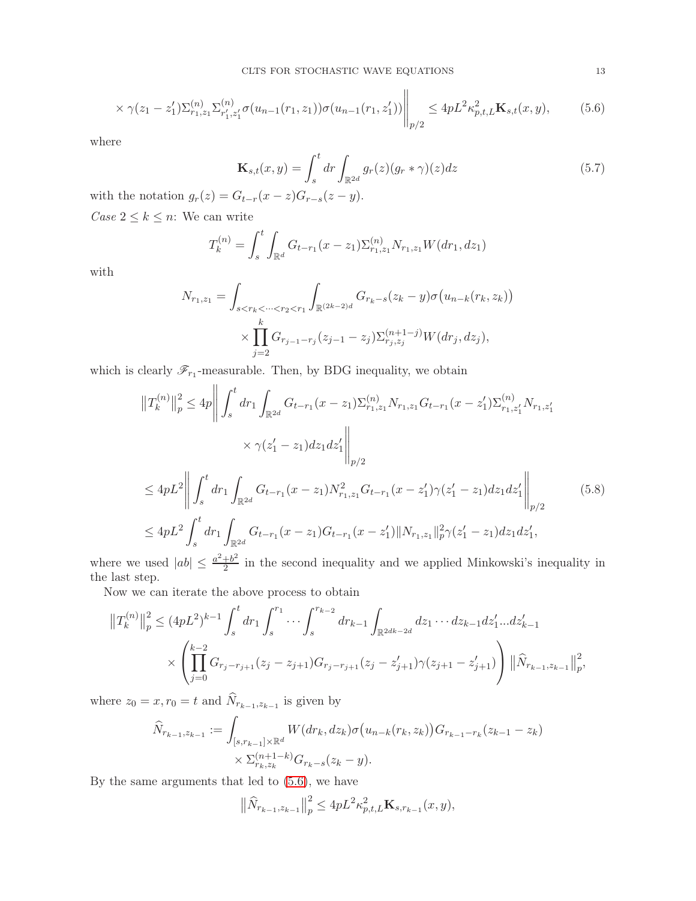$$
\times \gamma(z_1 - z_1')\Sigma^{(n)}_{r_1,z_1}\Sigma^{(n)}_{r_1',z_1'}\sigma(u_{n-1}(r_1,z_1))\sigma(u_{n-1}(r_1,z_1'))\Bigg\|_{p/2} \leq 4pL^2\kappa^2_{p,t,L}\mathbf{K}_{s,t}(x,y), \tag{5.6}
$$

where

$$
\mathbf{K}_{s,t}(x,y) = \int_s^t dr \int_{\mathbb{R}^{2d}} g_r(z)(g_r * \gamma)(z)dz \tag{5.7}
$$

with the notation $g_r(z) = G_{t-r}(x-z)G_{r-s}(z-y)$.

*Case* $2 \leq k \leq n$: We can write

$$
T_k^{(n)} = \int_s^t \int_{\mathbb{R}^d} G_{t-r_1}(x-z_1)\Sigma^{(n)}_{r_1,z_1} N_{r_1,z_1} W(dr_1,dz_1)
$$

with

$$
\begin{aligned}
N_{r_1,z_1} = \int_{s<r_k<\cdots<r_2<r_1} \int_{\mathbb{R}^{(2k-2)d}} & G_{r_k-s}(z_k-y)\sigma\big(u_{n-k}(r_k,z_k)\big) \\
& \times \prod_{j=2}^k G_{r_{j-1}-r_j}(z_{j-1}-z_j)\Sigma^{(n+1-j)}_{r_j,z_j} W(dr_j,dz_j),
\end{aligned}
$$

which is clearly $\mathscr{F}_{r_1}$-measurable. Then, by BDG inequality, we obtain

$$
\begin{aligned}
\big\|T_k^{(n)}\big\|_p^2 &\leq 4p \Bigg\| \int_s^t dr_1 \int_{\mathbb{R}^{2d}} G_{t-r_1}(x-z_1)\Sigma^{(n)}_{r_1,z_1}N_{r_1,z_1}G_{t-r_1}(x-z_1')\Sigma^{(n)}_{r_1,z_1'}N_{r_1,z_1'} \\
&\qquad\qquad \times \gamma(z_1'-z_1)dz_1dz_1' \Bigg\|_{p/2} \\
&\leq 4pL^2 \Bigg\| \int_s^t dr_1 \int_{\mathbb{R}^{2d}} G_{t-r_1}(x-z_1)N^2_{r_1,z_1}G_{t-r_1}(x-z_1')\gamma(z_1'-z_1)dz_1dz_1' \Bigg\|_{p/2} \\
&\leq 4pL^2 \int_s^t dr_1 \int_{\mathbb{R}^{2d}} G_{t-r_1}(x-z_1)G_{t-r_1}(x-z_1')\|N_{r_1,z_1}\|_p^2 \gamma(z_1'-z_1)dz_1dz_1',
\end{aligned} \tag{5.8}
$$

where we used $|ab| \leq \frac{a^2+b^2}{2}$ in the second inequality and we applied Minkowski's inequality in the last step.

Now we can iterate the above process to obtain

$$
\begin{aligned}
\big\|T_k^{(n)}\big\|_p^2 \leq (4pL^2)^{k-1} & \int_s^t dr_1 \int_s^{r_1} \cdots \int_s^{r_{k-2}} dr_{k-1} \int_{\mathbb{R}^{2dk-2d}} dz_1 \cdots dz_{k-1}dz_1' ... dz_{k-1}' \\
& \times \left( \prod_{j=0}^{k-2} G_{r_j-r_{j+1}}(z_j-z_{j+1})G_{r_j-r_{j+1}}(z_j-z_{j+1}')\gamma(z_{j+1}-z_{j+1}') \right) \big\|\widehat{N}_{r_{k-1},z_{k-1}}\big\|_p^2,
\end{aligned}
$$

where $z_0 = x, r_0 = t$ and $\widehat{N}_{r_{k-1},z_{k-1}}$ is given by

$$
\begin{aligned}
\widehat{N}_{r_{k-1},z_{k-1}} := \int_{[s,r_{k-1}]\times\mathbb{R}^d} & W(dr_k,dz_k)\sigma\big(u_{n-k}(r_k,z_k)\big)G_{r_{k-1}-r_k}(z_{k-1}-z_k) \\
& \times \Sigma^{(n+1-k)}_{r_k,z_k} G_{r_k-s}(z_k-y).
\end{aligned}
$$

By the same arguments that led to (5.6), we have

$$
\big\|\widehat{N}_{r_{k-1},z_{k-1}}\big\|_p^2 \leq 4pL^2\kappa^2_{p,t,L}\mathbf{K}_{s,r_{k-1}}(x,y),
$$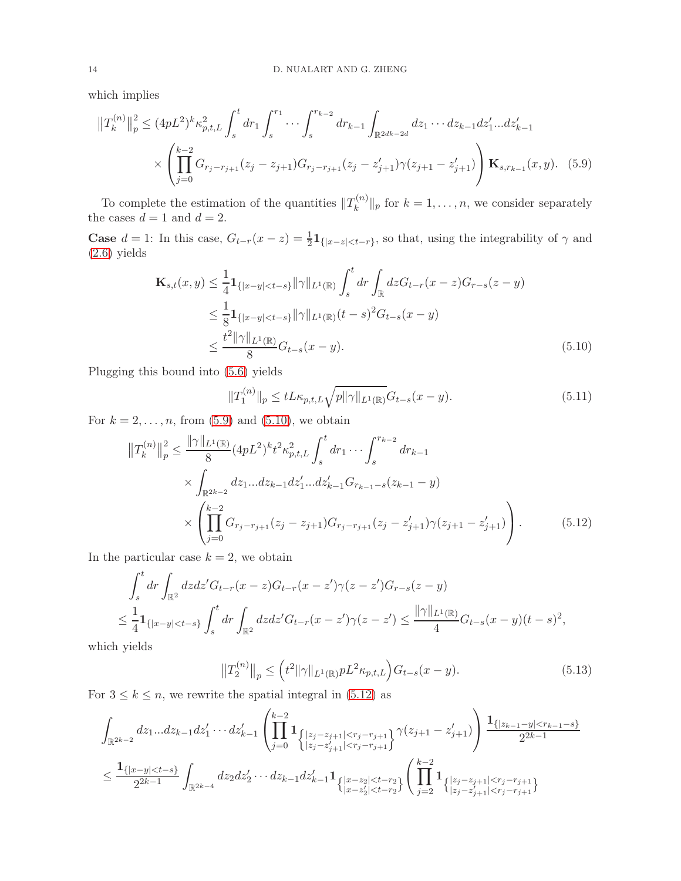which implies

$$
\begin{aligned}
\left\|T_k^{(n)}\right\|_p^2 \le (4pL^2)^k \kappa_{p,t,L}^2 \int_s^t dr_1 \int_s^{r_1} \cdots \int_s^{r_{k-2}} dr_{k-1} \int_{\mathbb{R}^{2dk-2d}} dz_1 \cdots dz_{k-1} dz_1' ... dz_{k-1}' \\
\times \left( \prod_{j=0}^{k-2} G_{r_j - r_{j+1}}(z_j - z_{j+1}) G_{r_j - r_{j+1}}(z_j - z_{j+1}') \gamma(z_{j+1} - z_{j+1}') \right) \mathbf{K}_{s,r_{k-1}}(x,y). \quad (5.9)
\end{aligned}
$$

To complete the estimation of the quantities $\|T_k^{(n)}\|_p$ for $k = 1, \dots, n$, we consider separately the cases $d = 1$ and $d = 2$.

**Case** $d = 1$: In this case, $G_{t-r}(x-z) = \frac{1}{2}\mathbf{1}_{\{|x-z|<t-r\}}$, so that, using the integrability of $\gamma$ and (2.6) yields

$$
\begin{aligned}
\mathbf{K}_{s,t}(x,y) &\le \frac{1}{4}\mathbf{1}_{\{|x-y|<t-s\}} \|\gamma\|_{L^1(\mathbb{R})} \int_s^t dr \int_{\mathbb{R}} dz G_{t-r}(x-z) G_{r-s}(z-y) \\
&\le \frac{1}{8}\mathbf{1}_{\{|x-y|<t-s\}} \|\gamma\|_{L^1(\mathbb{R})} (t-s)^2 G_{t-s}(x-y) \\
&\le \frac{t^2 \|\gamma\|_{L^1(\mathbb{R})}}{8} G_{t-s}(x-y). \quad (5.10)
\end{aligned}
$$

Plugging this bound into (5.6) yields

$$
\|T_1^{(n)}\|_p \le tL\kappa_{p,t,L}\sqrt{p\|\gamma\|_{L^1(\mathbb{R})}}\, G_{t-s}(x-y). \quad (5.11)
$$

For $k = 2, \dots, n$, from (5.9) and (5.10), we obtain

$$
\begin{aligned}
\left\|T_k^{(n)}\right\|_p^2 \le \frac{\|\gamma\|_{L^1(\mathbb{R})}}{8} (4pL^2)^k t^2 \kappa_{p,t,L}^2 \int_s^t dr_1 \cdots \int_s^{r_{k-2}} dr_{k-1} \\
\times \int_{\mathbb{R}^{2k-2}} dz_1 ... dz_{k-1} dz_1' ... dz_{k-1}' G_{r_{k-1}-s}(z_{k-1} - y) \\
\times \left( \prod_{j=0}^{k-2} G_{r_j - r_{j+1}}(z_j - z_{j+1}) G_{r_j - r_{j+1}}(z_j - z_{j+1}') \gamma(z_{j+1} - z_{j+1}') \right). \quad (5.12)
\end{aligned}
$$

In the particular case $k = 2$, we obtain

$$
\begin{aligned}
&\int_s^t dr \int_{\mathbb{R}^2} dz dz' G_{t-r}(x-z) G_{t-r}(x-z') \gamma(z-z') G_{r-s}(z-y) \\
&\le \frac{1}{4}\mathbf{1}_{\{|x-y|<t-s\}} \int_s^t dr \int_{\mathbb{R}^2} dz dz' G_{t-r}(x-z') \gamma(z-z') \le \frac{\|\gamma\|_{L^1(\mathbb{R})}}{4} G_{t-s}(x-y)(t-s)^2,
\end{aligned}
$$

which yields

$$
\left\|T_2^{(n)}\right\|_p \le \Big( t^2 \|\gamma\|_{L^1(\mathbb{R})} p L^2 \kappa_{p,t,L} \Big) G_{t-s}(x-y). \quad (5.13)
$$

For $3 \le k \le n$, we rewrite the spatial integral in (5.12) as

$$
\begin{aligned}
&\int_{\mathbb{R}^{2k-2}} dz_1 ... dz_{k-1} dz_1' \cdots dz_{k-1}' \left( \prod_{j=0}^{k-2} \mathbf{1}_{\left\{ \substack{|z_j - z_{j+1}| < r_j - r_{j+1} \\ |z_j - z_{j+1}'| < r_j - r_{j+1}} \right\}} \gamma(z_{j+1} - z_{j+1}') \right) \frac{\mathbf{1}_{\{|z_{k-1} - y| < r_{k-1} - s\}}}{2^{2k-1}} \\
&\le \frac{\mathbf{1}_{\{|x-y|<t-s\}}}{2^{2k-1}} \int_{\mathbb{R}^{2k-4}} dz_2 dz_2' \cdots dz_{k-1} dz_{k-1}' \mathbf{1}_{\left\{ \substack{|x - z_2| < t - r_2 \\ |x - z_2'| < t - r_2} \right\}} \left( \prod_{j=2}^{k-2} \mathbf{1}_{\left\{ \substack{|z_j - z_{j+1}| < r_j - r_{j+1} \\ |z_j - z_{j+1}'| < r_j - r_{j+1}} \right\}} \right.
\end{aligned}
$$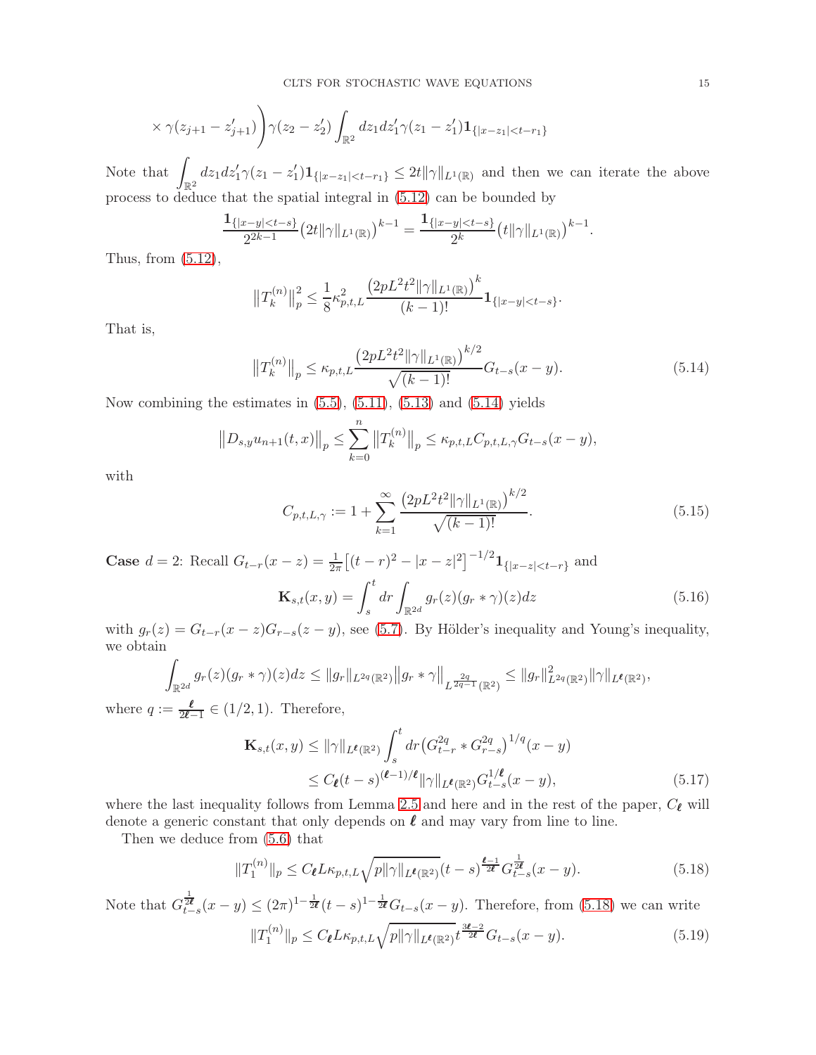$$\times \gamma(z_{j+1} - z'_{j+1})\Bigg)\gamma(z_2 - z'_2)\int_{\mathbb{R}^2} dz_1 dz'_1 \gamma(z_1 - z'_1)\mathbf{1}_{\{|x-z_1|<t-r_1\}}$$

Note that $\int_{\mathbb{R}^2} dz_1 dz'_1 \gamma(z_1 - z'_1)\mathbf{1}_{\{|x-z_1|<t-r_1\}} \le 2t\|\gamma\|_{L^1(\mathbb{R})}$ and then we can iterate the above process to deduce that the spatial integral in (5.12) can be bounded by

$$\frac{\mathbf{1}_{\{|x-y|<t-s\}}}{2^{2k-1}}\big(2t\|\gamma\|_{L^1(\mathbb{R})}\big)^{k-1} = \frac{\mathbf{1}_{\{|x-y|<t-s\}}}{2^k}\big(t\|\gamma\|_{L^1(\mathbb{R})}\big)^{k-1}.$$

Thus, from (5.12),

$$\big\|T_k^{(n)}\big\|_p^2 \le \frac{1}{8}\kappa_{p,t,L}^2 \frac{\big(2pL^2t^2\|\gamma\|_{L^1(\mathbb{R})}\big)^k}{(k-1)!}\mathbf{1}_{\{|x-y|<t-s\}}.$$

That is,

$$\big\|T_k^{(n)}\big\|_p \le \kappa_{p,t,L}\frac{\big(2pL^2t^2\|\gamma\|_{L^1(\mathbb{R})}\big)^{k/2}}{\sqrt{(k-1)!}}G_{t-s}(x-y). \tag{5.14}$$

Now combining the estimates in (5.5), (5.11), (5.13) and (5.14) yields

$$\big\|D_{s,y}u_{n+1}(t,x)\big\|_p \le \sum_{k=0}^{n}\big\|T_k^{(n)}\big\|_p \le \kappa_{p,t,L}C_{p,t,L,\gamma}G_{t-s}(x-y),$$

with

$$C_{p,t,L,\gamma} := 1 + \sum_{k=1}^{\infty}\frac{\big(2pL^2t^2\|\gamma\|_{L^1(\mathbb{R})}\big)^{k/2}}{\sqrt{(k-1)!}}. \tag{5.15}$$

**Case** $d=2$: Recall $G_{t-r}(x-z) = \frac{1}{2\pi}\big[(t-r)^2 - |x-z|^2\big]^{-1/2}\mathbf{1}_{\{|x-z|<t-r\}}$ and

$$\mathbf{K}_{s,t}(x,y) = \int_s^t dr\int_{\mathbb{R}^{2d}} g_r(z)(g_r * \gamma)(z)dz \tag{5.16}$$

with $g_r(z) = G_{t-r}(x-z)G_{r-s}(z-y)$, see (5.7). By Hölder's inequality and Young's inequality, we obtain

$$\int_{\mathbb{R}^{2d}} g_r(z)(g_r*\gamma)(z)dz \le \|g_r\|_{L^{2q}(\mathbb{R}^2)}\big\|g_r * \gamma\big\|_{L^{\frac{2q}{2q-1}}(\mathbb{R}^2)} \le \|g_r\|^2_{L^{2q}(\mathbb{R}^2)}\|\gamma\|_{L^{\boldsymbol{\ell}}(\mathbb{R}^2)},$$

where $q := \frac{\boldsymbol{\ell}}{2\boldsymbol{\ell}-1} \in (1/2, 1)$. Therefore,

$$\begin{aligned}\mathbf{K}_{s,t}(x,y) &\le \|\gamma\|_{L^{\boldsymbol{\ell}}(\mathbb{R}^2)}\int_s^t dr\big(G_{t-r}^{2q} * G_{r-s}^{2q}\big)^{1/q}(x-y) \\ &\le C_{\boldsymbol{\ell}}(t-s)^{(\boldsymbol{\ell}-1)/\boldsymbol{\ell}}\|\gamma\|_{L^{\boldsymbol{\ell}}(\mathbb{R}^2)}G_{t-s}^{1/\boldsymbol{\ell}}(x-y),\end{aligned} \tag{5.17}$$

where the last inequality follows from Lemma 2.5 and here and in the rest of the paper, $C_{\boldsymbol{\ell}}$ will denote a generic constant that only depends on $\boldsymbol{\ell}$ and may vary from line to line.

Then we deduce from (5.6) that

$$\|T_1^{(n)}\|_p \le C_{\boldsymbol{\ell}}L\kappa_{p,t,L}\sqrt{p\|\gamma\|_{L^{\boldsymbol{\ell}}(\mathbb{R}^2)}}(t-s)^{\frac{\boldsymbol{\ell}-1}{2\boldsymbol{\ell}}}G_{t-s}^{\frac{1}{2\boldsymbol{\ell}}}(x-y). \tag{5.18}$$

Note that $G_{t-s}^{\frac{1}{2\boldsymbol{\ell}}}(x-y) \le (2\pi)^{1-\frac{1}{2\boldsymbol{\ell}}}(t-s)^{1-\frac{1}{2\boldsymbol{\ell}}}G_{t-s}(x-y)$. Therefore, from (5.18) we can write

$$\|T_1^{(n)}\|_p \le C_{\boldsymbol{\ell}}L\kappa_{p,t,L}\sqrt{p\|\gamma\|_{L^{\boldsymbol{\ell}}(\mathbb{R}^2)}}\,t^{\frac{3\boldsymbol{\ell}-2}{2\boldsymbol{\ell}}}G_{t-s}(x-y). \tag{5.19}$$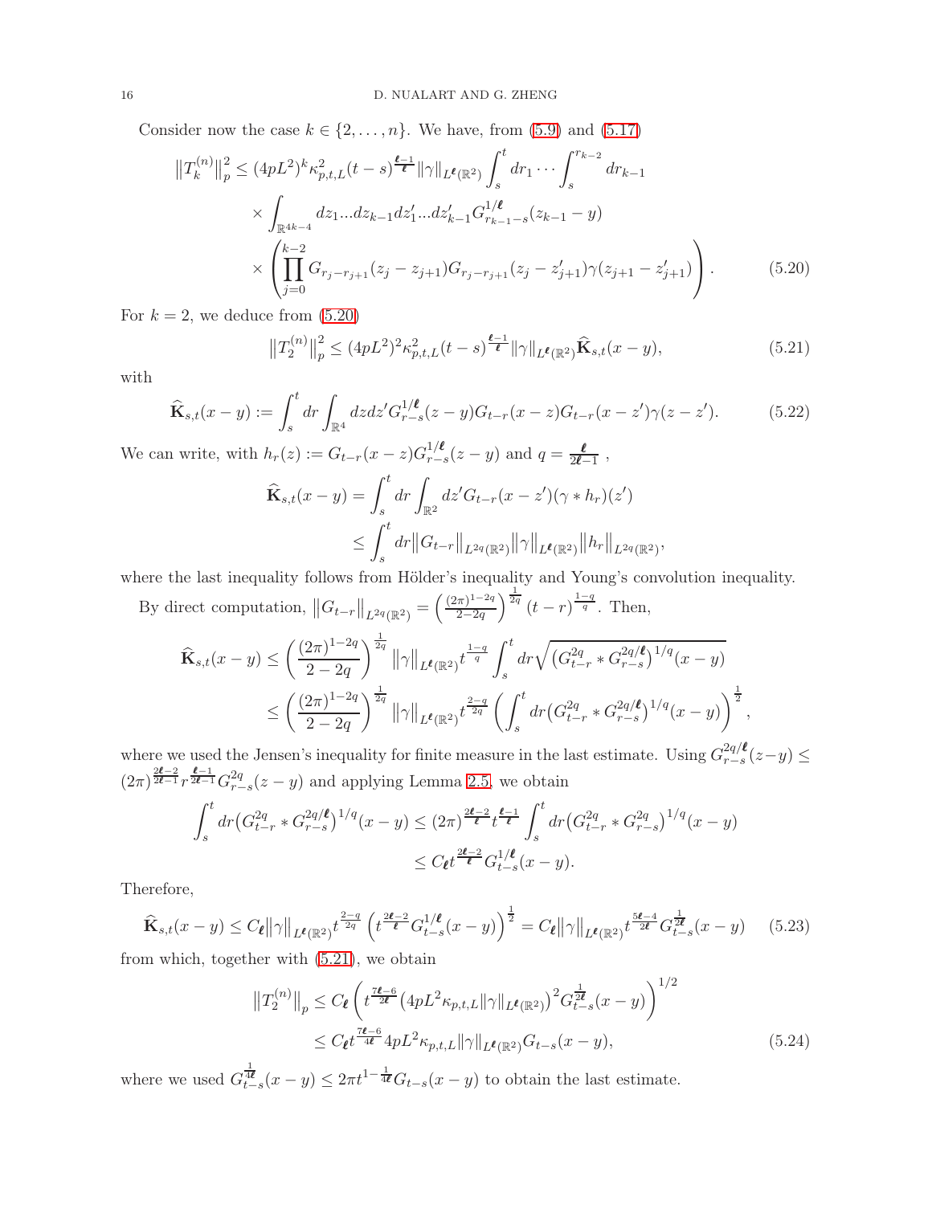Consider now the case $k \in \{2, \dots, n\}$. We have, from (5.9) and (5.17)

$$
\begin{aligned}
\big\|T_k^{(n)}\big\|_p^2 \le\, & (4pL^2)^k \kappa_{p,t,L}^2 (t-s)^{\frac{\ell-1}{\ell}} \|\gamma\|_{L^{\ell}(\mathbb{R}^2)} \int_s^t dr_1 \cdots \int_s^{r_{k-2}} dr_{k-1} \\
& \times \int_{\mathbb{R}^{4k-4}} dz_1 ... dz_{k-1} dz_1' ... dz_{k-1}' G_{r_{k-1}-s}^{1/\ell}(z_{k-1}-y) \\
& \times \left( \prod_{j=0}^{k-2} G_{r_j - r_{j+1}}(z_j - z_{j+1}) G_{r_j - r_{j+1}}(z_j - z_{j+1}') \gamma(z_{j+1} - z_{j+1}') \right). \qquad (5.20)
\end{aligned}
$$

For $k = 2$, we deduce from (5.20)

$$
\big\|T_2^{(n)}\big\|_p^2 \le (4pL^2)^2 \kappa_{p,t,L}^2 (t-s)^{\frac{\ell-1}{\ell}} \|\gamma\|_{L^{\ell}(\mathbb{R}^2)} \widehat{\mathbf{K}}_{s,t}(x-y), \qquad (5.21)
$$

with

$$
\widehat{\mathbf{K}}_{s,t}(x-y) := \int_s^t dr \int_{\mathbb{R}^4} dz dz' G_{r-s}^{1/\ell}(z-y) G_{t-r}(x-z) G_{t-r}(x-z') \gamma(z-z'). \qquad (5.22)
$$

We can write, with $h_r(z) := G_{t-r}(x-z) G_{r-s}^{1/\ell}(z-y)$ and $q = \frac{\ell}{2\ell - 1}$ ,

$$
\begin{aligned}
\widehat{\mathbf{K}}_{s,t}(x-y) &= \int_s^t dr \int_{\mathbb{R}^2} dz' G_{t-r}(x-z') (\gamma * h_r)(z') \\
&\le \int_s^t dr \big\|G_{t-r}\big\|_{L^{2q}(\mathbb{R}^2)} \big\|\gamma\big\|_{L^{\ell}(\mathbb{R}^2)} \big\|h_r\big\|_{L^{2q}(\mathbb{R}^2)},
\end{aligned}
$$

where the last inequality follows from Hölder's inequality and Young's convolution inequality.

By direct computation, $\big\|G_{t-r}\big\|_{L^{2q}(\mathbb{R}^2)} = \left(\frac{(2\pi)^{1-2q}}{2-2q}\right)^{\frac{1}{2q}} (t-r)^{\frac{1-q}{q}}$. Then,

$$
\begin{aligned}
\widehat{\mathbf{K}}_{s,t}(x-y) &\le \left(\frac{(2\pi)^{1-2q}}{2-2q}\right)^{\frac{1}{2q}} \big\|\gamma\big\|_{L^{\ell}(\mathbb{R}^2)} t^{\frac{1-q}{q}} \int_s^t dr \sqrt{\big(G_{t-r}^{2q} * G_{r-s}^{2q/\ell}\big)^{1/q}(x-y)} \\
&\le \left(\frac{(2\pi)^{1-2q}}{2-2q}\right)^{\frac{1}{2q}} \big\|\gamma\big\|_{L^{\ell}(\mathbb{R}^2)} t^{\frac{2-q}{2q}} \left( \int_s^t dr \big(G_{t-r}^{2q} * G_{r-s}^{2q/\ell}\big)^{1/q}(x-y) \right)^{\frac{1}{2}},
\end{aligned}
$$

where we used the Jensen's inequality for finite measure in the last estimate. Using $G_{r-s}^{2q/\ell}(z-y) \le (2\pi)^{\frac{2\ell-2}{2\ell-1}} r^{\frac{\ell-1}{2\ell-1}} G_{r-s}^{2q}(z-y)$ and applying Lemma 2.5, we obtain

$$
\begin{aligned}
\int_s^t dr \big(G_{t-r}^{2q} * G_{r-s}^{2q/\ell}\big)^{1/q}(x-y) &\le (2\pi)^{\frac{2\ell-2}{\ell}} t^{\frac{\ell-1}{\ell}} \int_s^t dr \big(G_{t-r}^{2q} * G_{r-s}^{2q}\big)^{1/q}(x-y) \\
&\le C_{\ell} t^{\frac{2\ell-2}{\ell}} G_{t-s}^{1/\ell}(x-y).
\end{aligned}
$$

Therefore,

$$
\widehat{\mathbf{K}}_{s,t}(x-y) \le C_{\ell} \big\|\gamma\big\|_{L^{\ell}(\mathbb{R}^2)} t^{\frac{2-q}{2q}} \left( t^{\frac{2\ell-2}{\ell}} G_{t-s}^{1/\ell}(x-y) \right)^{\frac{1}{2}} = C_{\ell} \big\|\gamma\big\|_{L^{\ell}(\mathbb{R}^2)} t^{\frac{5\ell-4}{2\ell}} G_{t-s}^{\frac{1}{2\ell}}(x-y) \qquad (5.23)
$$

from which, together with (5.21), we obtain

$$
\begin{aligned}
\big\|T_2^{(n)}\big\|_p &\le C_{\ell} \left( t^{\frac{7\ell-6}{2\ell}} \big(4pL^2 \kappa_{p,t,L} \|\gamma\|_{L^{\ell}(\mathbb{R}^2)}\big)^2 G_{t-s}^{\frac{1}{2\ell}}(x-y) \right)^{1/2} \\
&\le C_{\ell} t^{\frac{7\ell-6}{4\ell}} 4pL^2 \kappa_{p,t,L} \|\gamma\|_{L^{\ell}(\mathbb{R}^2)} G_{t-s}(x-y), \qquad (5.24)
\end{aligned}
$$

where we used $G_{t-s}^{\frac{1}{4\ell}}(x-y) \le 2\pi t^{1-\frac{1}{4\ell}} G_{t-s}(x-y)$ to obtain the last estimate.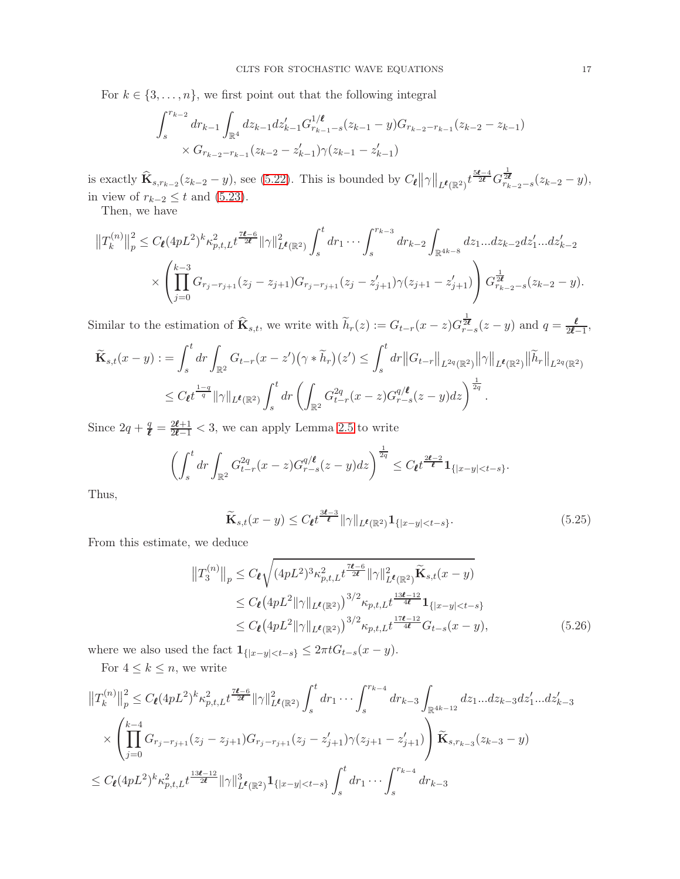For $k \in \{3, \dots, n\}$, we first point out that the following integral

$$
\int_s^{r_{k-2}} dr_{k-1} \int_{\mathbb{R}^4} dz_{k-1} dz'_{k-1} G^{1/\boldsymbol{\ell}}_{r_{k-1}-s}(z_{k-1} - y) G_{r_{k-2}-r_{k-1}}(z_{k-2} - z_{k-1}) \\
\times G_{r_{k-2}-r_{k-1}}(z_{k-2} - z'_{k-1}) \gamma(z_{k-1} - z'_{k-1})
$$

is exactly $\widehat{\mathbf{K}}_{s,r_{k-2}}(z_{k-2} - y)$, see (5.22). This is bounded by $C_{\boldsymbol{\ell}} \|\gamma\|_{L^{\boldsymbol{\ell}}(\mathbb{R}^2)} t^{\frac{5\boldsymbol{\ell}-4}{2\boldsymbol{\ell}}} G^{\frac{1}{2\boldsymbol{\ell}}}_{r_{k-2}-s}(z_{k-2} - y)$, in view of $r_{k-2} \le t$ and (5.23).

Then, we have

$$
\begin{aligned}
\big\|T^{(n)}_k\big\|_p^2 \le{}& C_{\boldsymbol{\ell}} (4pL^2)^k \kappa^2_{p,t,L} t^{\frac{7\boldsymbol{\ell}-6}{2\boldsymbol{\ell}}} \|\gamma\|^2_{L^{\boldsymbol{\ell}}(\mathbb{R}^2)} \int_s^t dr_1 \cdots \int_s^{r_{k-3}} dr_{k-2} \int_{\mathbb{R}^{4k-8}} dz_1 ... dz_{k-2} dz'_1 ... dz'_{k-2} \\
&\times \left( \prod_{j=0}^{k-3} G_{r_j - r_{j+1}}(z_j - z_{j+1}) G_{r_j - r_{j+1}}(z_j - z'_{j+1}) \gamma(z_{j+1} - z'_{j+1}) \right) G^{\frac{1}{2\boldsymbol{\ell}}}_{r_{k-2}-s}(z_{k-2} - y).
\end{aligned}
$$

Similar to the estimation of $\widehat{\mathbf{K}}_{s,t}$, we write with $\widetilde{h}_r(z) := G_{t-r}(x - z) G^{\frac{1}{2\boldsymbol{\ell}}}_{r-s}(z - y)$ and $q = \frac{\boldsymbol{\ell}}{2\boldsymbol{\ell}-1}$,

$$
\begin{aligned}
\widetilde{\mathbf{K}}_{s,t}(x - y) &:= \int_s^t dr \int_{\mathbb{R}^2} G_{t-r}(x - z') \big(\gamma * \widetilde{h}_r\big)(z') \le \int_s^t dr \big\|G_{t-r}\big\|_{L^{2q}(\mathbb{R}^2)} \big\|\gamma\big\|_{L^{\boldsymbol{\ell}}(\mathbb{R}^2)} \big\|\widetilde{h}_r\big\|_{L^{2q}(\mathbb{R}^2)} \\
&\le C_{\boldsymbol{\ell}} t^{\frac{1-q}{q}} \|\gamma\|_{L^{\boldsymbol{\ell}}(\mathbb{R}^2)} \int_s^t dr \left( \int_{\mathbb{R}^2} G^{2q}_{t-r}(x - z) G^{q/\boldsymbol{\ell}}_{r-s}(z - y) dz \right)^{\frac{1}{2q}}.
\end{aligned}
$$

Since $2q + \frac{q}{\boldsymbol{\ell}} = \frac{2\boldsymbol{\ell}+1}{2\boldsymbol{\ell}-1} < 3$, we can apply Lemma 2.5 to write

$$
\left( \int_s^t dr \int_{\mathbb{R}^2} G^{2q}_{t-r}(x - z) G^{q/\boldsymbol{\ell}}_{r-s}(z - y) dz \right)^{\frac{1}{2q}} \le C_{\boldsymbol{\ell}} t^{\frac{2\boldsymbol{\ell}-2}{\boldsymbol{\ell}}} \mathbf{1}_{\{|x-y|<t-s\}}.
$$

Thus,

$$
\widetilde{\mathbf{K}}_{s,t}(x - y) \le C_{\boldsymbol{\ell}} t^{\frac{3\boldsymbol{\ell}-3}{\boldsymbol{\ell}}} \|\gamma\|_{L^{\boldsymbol{\ell}}(\mathbb{R}^2)} \mathbf{1}_{\{|x-y|<t-s\}}. \tag{5.25}
$$

From this estimate, we deduce

$$
\begin{aligned}
\big\|T^{(n)}_3\big\|_p &\le C_{\boldsymbol{\ell}} \sqrt{(4pL^2)^3 \kappa^2_{p,t,L} t^{\frac{7\boldsymbol{\ell}-6}{2\boldsymbol{\ell}}} \|\gamma\|^2_{L^{\boldsymbol{\ell}}(\mathbb{R}^2)} \widetilde{\mathbf{K}}_{s,t}(x - y)} \\
&\le C_{\boldsymbol{\ell}} \big(4pL^2 \|\gamma\|_{L^{\boldsymbol{\ell}}(\mathbb{R}^2)}\big)^{3/2} \kappa_{p,t,L} t^{\frac{13\boldsymbol{\ell}-12}{4\boldsymbol{\ell}}} \mathbf{1}_{\{|x-y|<t-s\}} \\
&\le C_{\boldsymbol{\ell}} \big(4pL^2 \|\gamma\|_{L^{\boldsymbol{\ell}}(\mathbb{R}^2)}\big)^{3/2} \kappa_{p,t,L} t^{\frac{17\boldsymbol{\ell}-12}{4\boldsymbol{\ell}}} G_{t-s}(x - y),
\end{aligned} \tag{5.26}
$$

where we also used the fact $\mathbf{1}_{\{|x-y|<t-s\}} \le 2\pi t G_{t-s}(x - y)$.

For $4 \le k \le n$, we write

$$
\begin{aligned}
\big\|T^{(n)}_k\big\|_p^2 \le{}& C_{\boldsymbol{\ell}} (4pL^2)^k \kappa^2_{p,t,L} t^{\frac{7\boldsymbol{\ell}-6}{2\boldsymbol{\ell}}} \|\gamma\|^2_{L^{\boldsymbol{\ell}}(\mathbb{R}^2)} \int_s^t dr_1 \cdots \int_s^{r_{k-4}} dr_{k-3} \int_{\mathbb{R}^{4k-12}} dz_1 ... dz_{k-3} dz'_1 ... dz'_{k-3} \\
&\times \left( \prod_{j=0}^{k-4} G_{r_j - r_{j+1}}(z_j - z_{j+1}) G_{r_j - r_{j+1}}(z_j - z'_{j+1}) \gamma(z_{j+1} - z'_{j+1}) \right) \widetilde{\mathbf{K}}_{s,r_{k-3}}(z_{k-3} - y) \\
\le{}& C_{\boldsymbol{\ell}} (4pL^2)^k \kappa^2_{p,t,L} t^{\frac{13\boldsymbol{\ell}-12}{2\boldsymbol{\ell}}} \|\gamma\|^3_{L^{\boldsymbol{\ell}}(\mathbb{R}^2)} \mathbf{1}_{\{|x-y|<t-s\}} \int_s^t dr_1 \cdots \int_s^{r_{k-4}} dr_{k-3}
\end{aligned}
$$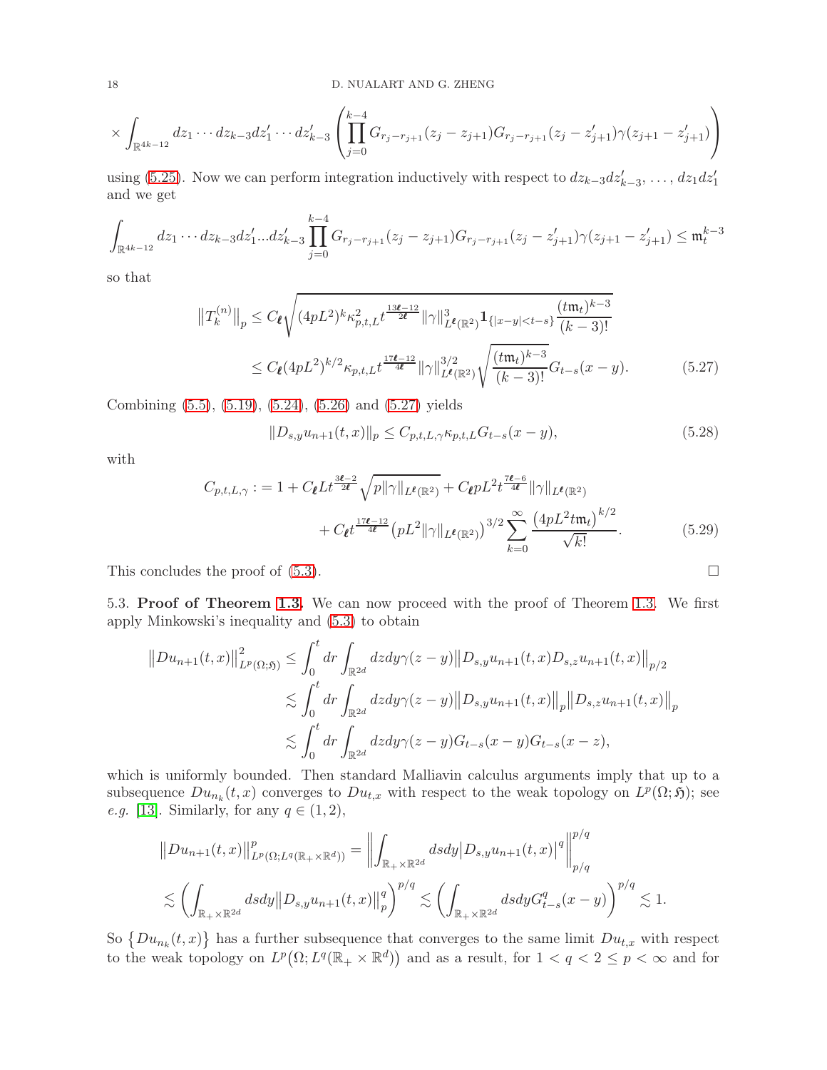$$\times \int_{\mathbb{R}^{4k-12}} dz_1 \cdots dz_{k-3} dz_1' \cdots dz_{k-3}' \left( \prod_{j=0}^{k-4} G_{r_j - r_{j+1}}(z_j - z_{j+1}) G_{r_j - r_{j+1}}(z_j - z_{j+1}') \gamma(z_{j+1} - z_{j+1}') \right)$$

using (5.25). Now we can perform integration inductively with respect to $dz_{k-3}dz_{k-3}'$, ..., $dz_1 dz_1'$ and we get

$$\int_{\mathbb{R}^{4k-12}} dz_1 \cdots dz_{k-3} dz_1' ... dz_{k-3}' \prod_{j=0}^{k-4} G_{r_j - r_{j+1}}(z_j - z_{j+1}) G_{r_j - r_{j+1}}(z_j - z_{j+1}') \gamma(z_{j+1} - z_{j+1}') \leq \mathfrak{m}_t^{k-3}$$

so that

$$\begin{aligned}
\big\| T_k^{(n)} \big\|_p &\leq C_{\boldsymbol{\ell}} \sqrt{(4pL^2)^k \kappa_{p,t,L}^2 t^{\frac{13\boldsymbol{\ell}-12}{2\boldsymbol{\ell}}} \|\gamma\|_{L^{\boldsymbol{\ell}}(\mathbb{R}^2)}^3 \mathbf{1}_{\{|x-y|<t-s\}} \frac{(t\mathfrak{m}_t)^{k-3}}{(k-3)!}} \\
&\leq C_{\boldsymbol{\ell}} (4pL^2)^{k/2} \kappa_{p,t,L} t^{\frac{17\boldsymbol{\ell}-12}{4\boldsymbol{\ell}}} \|\gamma\|_{L^{\boldsymbol{\ell}}(\mathbb{R}^2)}^{3/2} \sqrt{\frac{(t\mathfrak{m}_t)^{k-3}}{(k-3)!}} G_{t-s}(x-y). \qquad (5.27)
\end{aligned}$$

Combining (5.5), (5.19), (5.24), (5.26) and (5.27) yields

$$\|D_{s,y} u_{n+1}(t,x)\|_p \leq C_{p,t,L,\gamma} \kappa_{p,t,L} G_{t-s}(x-y), \qquad (5.28)$$

with

$$\begin{aligned}
C_{p,t,L,\gamma} : &= 1 + C_{\boldsymbol{\ell}} L t^{\frac{3\boldsymbol{\ell}-2}{2\boldsymbol{\ell}}} \sqrt{p\|\gamma\|_{L^{\boldsymbol{\ell}}(\mathbb{R}^2)}} + C_{\boldsymbol{\ell}} p L^2 t^{\frac{7\boldsymbol{\ell}-6}{4\boldsymbol{\ell}}} \|\gamma\|_{L^{\boldsymbol{\ell}}(\mathbb{R}^2)} \\
&\quad + C_{\boldsymbol{\ell}} t^{\frac{17\boldsymbol{\ell}-12}{4\boldsymbol{\ell}}} \big( pL^2 \|\gamma\|_{L^{\boldsymbol{\ell}}(\mathbb{R}^2)} \big)^{3/2} \sum_{k=0}^{\infty} \frac{\big(4pL^2 t\mathfrak{m}_t\big)^{k/2}}{\sqrt{k!}}. \qquad (5.29)
\end{aligned}$$

This concludes the proof of (5.3). $\square$

5.3. **Proof of Theorem 1.3.** We can now proceed with the proof of Theorem 1.3. We first apply Minkowski's inequality and (5.3) to obtain

$$\begin{aligned}
\big\| Du_{n+1}(t,x) \big\|_{L^p(\Omega;\mathfrak{H})}^2 &\leq \int_0^t dr \int_{\mathbb{R}^{2d}} dz dy \gamma(z-y) \big\| D_{s,y} u_{n+1}(t,x) D_{s,z} u_{n+1}(t,x) \big\|_{p/2} \\
&\lesssim \int_0^t dr \int_{\mathbb{R}^{2d}} dz dy \gamma(z-y) \big\| D_{s,y} u_{n+1}(t,x) \big\|_p \big\| D_{s,z} u_{n+1}(t,x) \big\|_p \\
&\lesssim \int_0^t dr \int_{\mathbb{R}^{2d}} dz dy \gamma(z-y) G_{t-s}(x-y) G_{t-s}(x-z),
\end{aligned}$$

which is uniformly bounded. Then standard Malliavin calculus arguments imply that up to a subsequence $Du_{n_k}(t,x)$ converges to $Du_{t,x}$ with respect to the weak topology on $L^p(\Omega;\mathfrak{H})$; see *e.g.* [13]. Similarly, for any $q \in (1,2)$,

$$\begin{aligned}
&\big\| Du_{n+1}(t,x) \big\|_{L^p(\Omega; L^q(\mathbb{R}_+ \times \mathbb{R}^d))}^p = \bigg\| \int_{\mathbb{R}_+ \times \mathbb{R}^{2d}} ds dy \big| D_{s,y} u_{n+1}(t,x) \big|^q \bigg\|_{p/q}^{p/q} \\
&\lesssim \bigg( \int_{\mathbb{R}_+ \times \mathbb{R}^{2d}} ds dy \big\| D_{s,y} u_{n+1}(t,x) \big\|_p^q \bigg)^{p/q} \lesssim \bigg( \int_{\mathbb{R}_+ \times \mathbb{R}^{2d}} ds dy G_{t-s}^q(x-y) \bigg)^{p/q} \lesssim 1.
\end{aligned}$$

So $\{Du_{n_k}(t,x)\}$ has a further subsequence that converges to the same limit $Du_{t,x}$ with respect to the weak topology on $L^p\big(\Omega; L^q(\mathbb{R}_+ \times \mathbb{R}^d)\big)$ and as a result, for $1 < q < 2 \leq p < \infty$ and for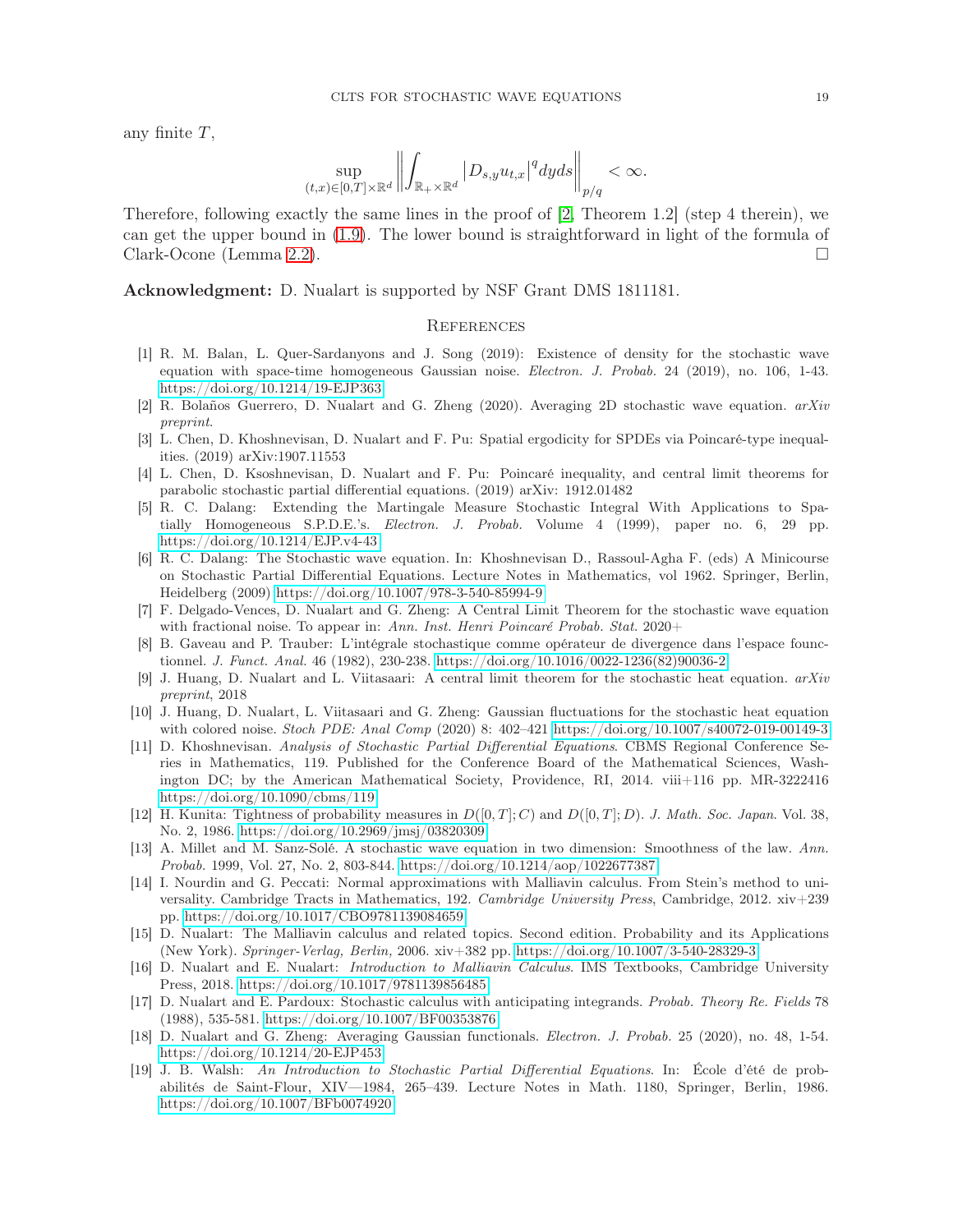any finite $T$,

$$\sup_{(t,x)\in[0,T]\times\mathbb{R}^d} \left\| \int_{\mathbb{R}_+\times\mathbb{R}^d} \left| D_{s,y} u_{t,x} \right|^q dy ds \right\|_{p/q} < \infty.$$

Therefore, following exactly the same lines in the proof of [2, Theorem 1.2] (step 4 therein), we can get the upper bound in (1.9). The lower bound is straightforward in light of the formula of Clark-Ocone (Lemma 2.2). ☐

**Acknowledgment:** D. Nualart is supported by NSF Grant DMS 1811181.

## References

[1] R. M. Balan, L. Quer-Sardanyons and J. Song (2019): Existence of density for the stochastic wave equation with space-time homogeneous Gaussian noise. *Electron. J. Probab.* 24 (2019), no. 106, 1-43. https://doi.org/10.1214/19-EJP363

[2] R. Bolaños Guerrero, D. Nualart and G. Zheng (2020). Averaging 2D stochastic wave equation. *arXiv preprint*.

[3] L. Chen, D. Khoshnevisan, D. Nualart and F. Pu: Spatial ergodicity for SPDEs via Poincaré-type inequalities. (2019) arXiv:1907.11553

[4] L. Chen, D. Ksoshnevisan, D. Nualart and F. Pu: Poincaré inequality, and central limit theorems for parabolic stochastic partial differential equations. (2019) arXiv: 1912.01482

[5] R. C. Dalang: Extending the Martingale Measure Stochastic Integral With Applications to Spatially Homogeneous S.P.D.E.'s. *Electron. J. Probab.* Volume 4 (1999), paper no. 6, 29 pp. https://doi.org/10.1214/EJP.v4-43

[6] R. C. Dalang: The Stochastic wave equation. In: Khoshnevisan D., Rassoul-Agha F. (eds) A Minicourse on Stochastic Partial Differential Equations. Lecture Notes in Mathematics, vol 1962. Springer, Berlin, Heidelberg (2009) https://doi.org/10.1007/978-3-540-85994-9

[7] F. Delgado-Vences, D. Nualart and G. Zheng: A Central Limit Theorem for the stochastic wave equation with fractional noise. To appear in: *Ann. Inst. Henri Poincaré Probab. Stat.* 2020+

[8] B. Gaveau and P. Trauber: L'intégrale stochastique comme opérateur de divergence dans l'espace fonctionnel. *J. Funct. Anal.* 46 (1982), 230-238. https://doi.org/10.1016/0022-1236(82)90036-2

[9] J. Huang, D. Nualart and L. Viitasaari: A central limit theorem for the stochastic heat equation. *arXiv preprint*, 2018

[10] J. Huang, D. Nualart, L. Viitasaari and G. Zheng: Gaussian fluctuations for the stochastic heat equation with colored noise. *Stoch PDE: Anal Comp* (2020) 8: 402–421 https://doi.org/10.1007/s40072-019-00149-3

[11] D. Khoshnevisan. *Analysis of Stochastic Partial Differential Equations*. CBMS Regional Conference Series in Mathematics, 119. Published for the Conference Board of the Mathematical Sciences, Washington DC; by the American Mathematical Society, Providence, RI, 2014. viii+116 pp. MR-3222416 https://doi.org/10.1090/cbms/119

[12] H. Kunita: Tightness of probability measures in $D([0,T];C)$ and $D([0,T];D)$. *J. Math. Soc. Japan*. Vol. 38, No. 2, 1986. https://doi.org/10.2969/jmsj/03820309

[13] A. Millet and M. Sanz-Solé. A stochastic wave equation in two dimension: Smoothness of the law. *Ann. Probab.* 1999, Vol. 27, No. 2, 803-844. https://doi.org/10.1214/aop/1022677387

[14] I. Nourdin and G. Peccati: Normal approximations with Malliavin calculus. From Stein's method to universality. Cambridge Tracts in Mathematics, 192. *Cambridge University Press*, Cambridge, 2012. xiv+239 pp. https://doi.org/10.1017/CBO9781139084659

[15] D. Nualart: The Malliavin calculus and related topics. Second edition. Probability and its Applications (New York). *Springer-Verlag, Berlin,* 2006. xiv+382 pp. https://doi.org/10.1007/3-540-28329-3

[16] D. Nualart and E. Nualart: *Introduction to Malliavin Calculus*. IMS Textbooks, Cambridge University Press, 2018. https://doi.org/10.1017/9781139856485

[17] D. Nualart and E. Pardoux: Stochastic calculus with anticipating integrands. *Probab. Theory Re. Fields* 78 (1988), 535-581. https://doi.org/10.1007/BF00353876

[18] D. Nualart and G. Zheng: Averaging Gaussian functionals. *Electron. J. Probab.* 25 (2020), no. 48, 1-54. https://doi.org/10.1214/20-EJP453

[19] J. B. Walsh: *An Introduction to Stochastic Partial Differential Equations*. In: École d'été de probabilités de Saint-Flour, XIV—1984, 265–439. Lecture Notes in Math. 1180, Springer, Berlin, 1986. https://doi.org/10.1007/BFb0074920